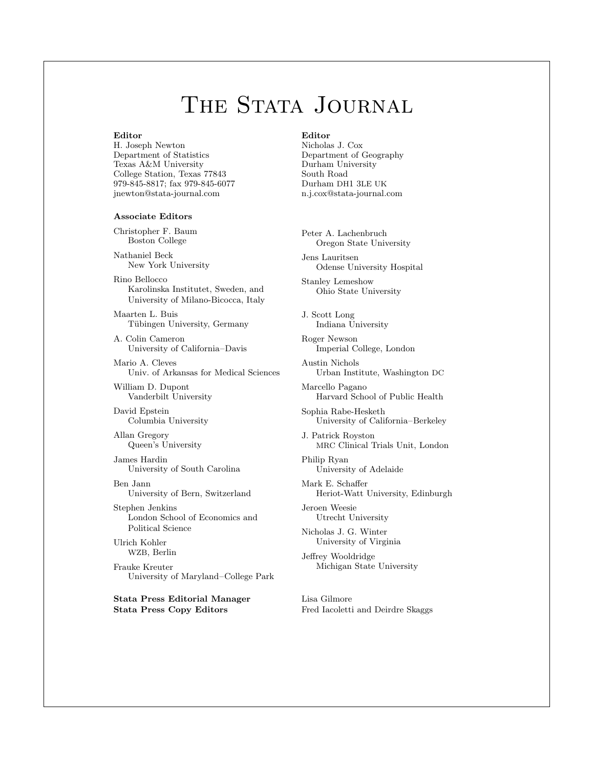# The Stata Journal

**Editor**
H. Joseph Newton
Department of Statistics
Texas A&M University
College Station, Texas 77843
979-845-8817; fax 979-845-6077
jnewton@stata-journal.com

**Editor**
Nicholas J. Cox
Department of Geography
Durham University
South Road
Durham DH1 3LE UK
n.j.cox@stata-journal.com

**Associate Editors**

Christopher F. Baum
Boston College

Nathaniel Beck
New York University

Rino Bellocco
Karolinska Institutet, Sweden, and
University of Milano-Bicocca, Italy

Maarten L. Buis
Tübingen University, Germany

A. Colin Cameron
University of California–Davis

Mario A. Cleves
Univ. of Arkansas for Medical Sciences

William D. Dupont
Vanderbilt University

David Epstein
Columbia University

Allan Gregory
Queen's University

James Hardin
University of South Carolina

Ben Jann
University of Bern, Switzerland

Stephen Jenkins
London School of Economics and
Political Science

Ulrich Kohler
WZB, Berlin

Frauke Kreuter
University of Maryland–College Park

Peter A. Lachenbruch
Oregon State University

Jens Lauritsen
Odense University Hospital

Stanley Lemeshow
Ohio State University

J. Scott Long
Indiana University

Roger Newson
Imperial College, London

Austin Nichols
Urban Institute, Washington DC

Marcello Pagano
Harvard School of Public Health

Sophia Rabe-Hesketh
University of California–Berkeley

J. Patrick Royston
MRC Clinical Trials Unit, London

Philip Ryan
University of Adelaide

Mark E. Schaffer
Heriot-Watt University, Edinburgh

Jeroen Weesie
Utrecht University

Nicholas J. G. Winter
University of Virginia

Jeffrey Wooldridge
Michigan State University

**Stata Press Editorial Manager** Lisa Gilmore

**Stata Press Copy Editors** Fred Iacoletti and Deirdre Skaggs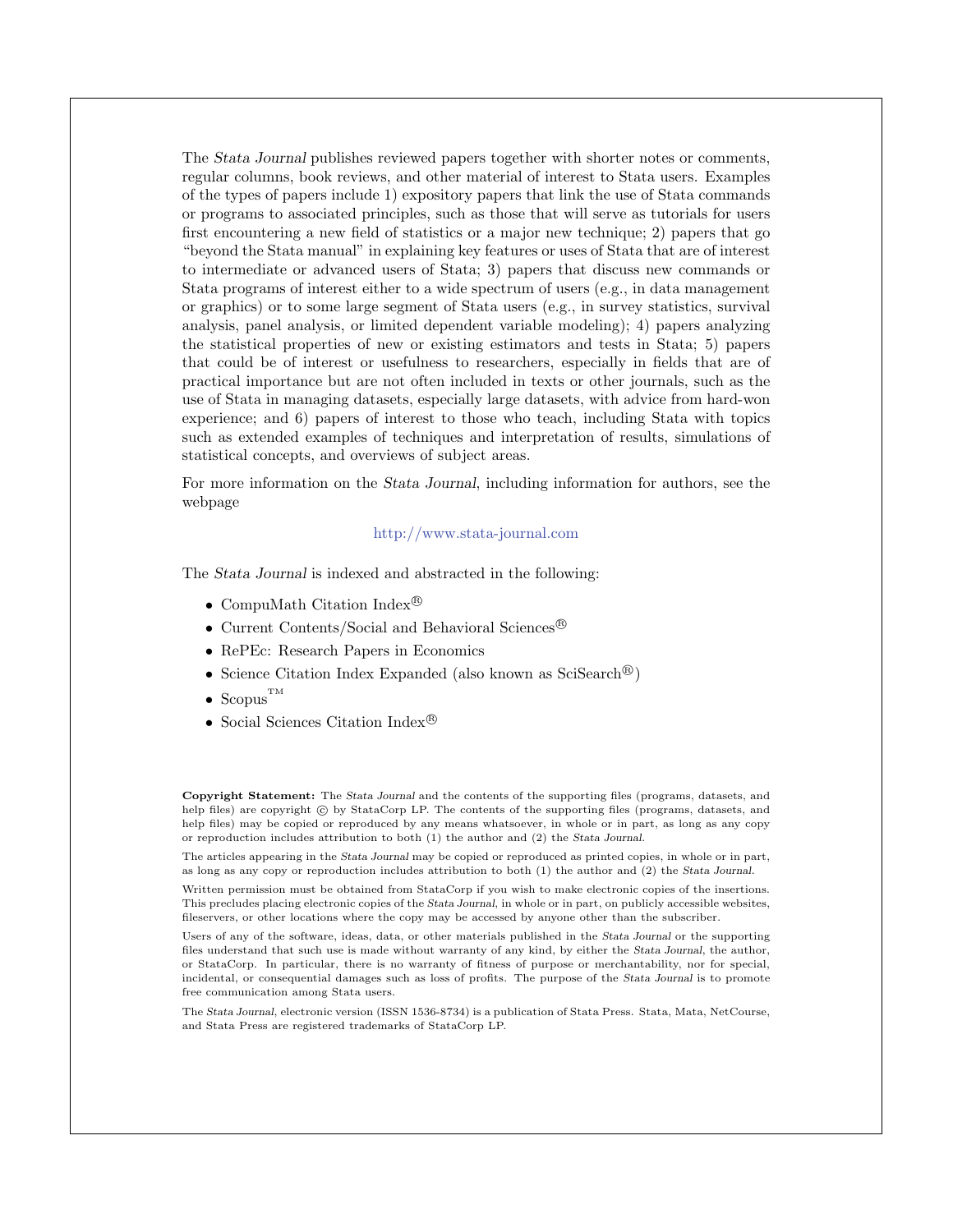The *Stata Journal* publishes reviewed papers together with shorter notes or comments, regular columns, book reviews, and other material of interest to Stata users. Examples of the types of papers include 1) expository papers that link the use of Stata commands or programs to associated principles, such as those that will serve as tutorials for users first encountering a new field of statistics or a major new technique; 2) papers that go "beyond the Stata manual" in explaining key features or uses of Stata that are of interest to intermediate or advanced users of Stata; 3) papers that discuss new commands or Stata programs of interest either to a wide spectrum of users (e.g., in data management or graphics) or to some large segment of Stata users (e.g., in survey statistics, survival analysis, panel analysis, or limited dependent variable modeling); 4) papers analyzing the statistical properties of new or existing estimators and tests in Stata; 5) papers that could be of interest or usefulness to researchers, especially in fields that are of practical importance but are not often included in texts or other journals, such as the use of Stata in managing datasets, especially large datasets, with advice from hard-won experience; and 6) papers of interest to those who teach, including Stata with topics such as extended examples of techniques and interpretation of results, simulations of statistical concepts, and overviews of subject areas.

For more information on the *Stata Journal*, including information for authors, see the webpage

http://www.stata-journal.com

The *Stata Journal* is indexed and abstracted in the following:

- CompuMath Citation Index®
- Current Contents/Social and Behavioral Sciences®
- RePEc: Research Papers in Economics
- Science Citation Index Expanded (also known as SciSearch®)
- Scopus™
- Social Sciences Citation Index®

**Copyright Statement:** The *Stata Journal* and the contents of the supporting files (programs, datasets, and help files) are copyright © by StataCorp LP. The contents of the supporting files (programs, datasets, and help files) may be copied or reproduced by any means whatsoever, in whole or in part, as long as any copy or reproduction includes attribution to both (1) the author and (2) the *Stata Journal*.

The articles appearing in the *Stata Journal* may be copied or reproduced as printed copies, in whole or in part, as long as any copy or reproduction includes attribution to both (1) the author and (2) the *Stata Journal*.

Written permission must be obtained from StataCorp if you wish to make electronic copies of the insertions. This precludes placing electronic copies of the *Stata Journal*, in whole or in part, on publicly accessible websites, fileservers, or other locations where the copy may be accessed by anyone other than the subscriber.

Users of any of the software, ideas, data, or other materials published in the *Stata Journal* or the supporting files understand that such use is made without warranty of any kind, by either the *Stata Journal*, the author, or StataCorp. In particular, there is no warranty of fitness of purpose or merchantability, nor for special, incidental, or consequential damages such as loss of profits. The purpose of the *Stata Journal* is to promote free communication among Stata users.

The *Stata Journal*, electronic version (ISSN 1536-8734) is a publication of Stata Press. Stata, Mata, NetCourse, and Stata Press are registered trademarks of StataCorp LP.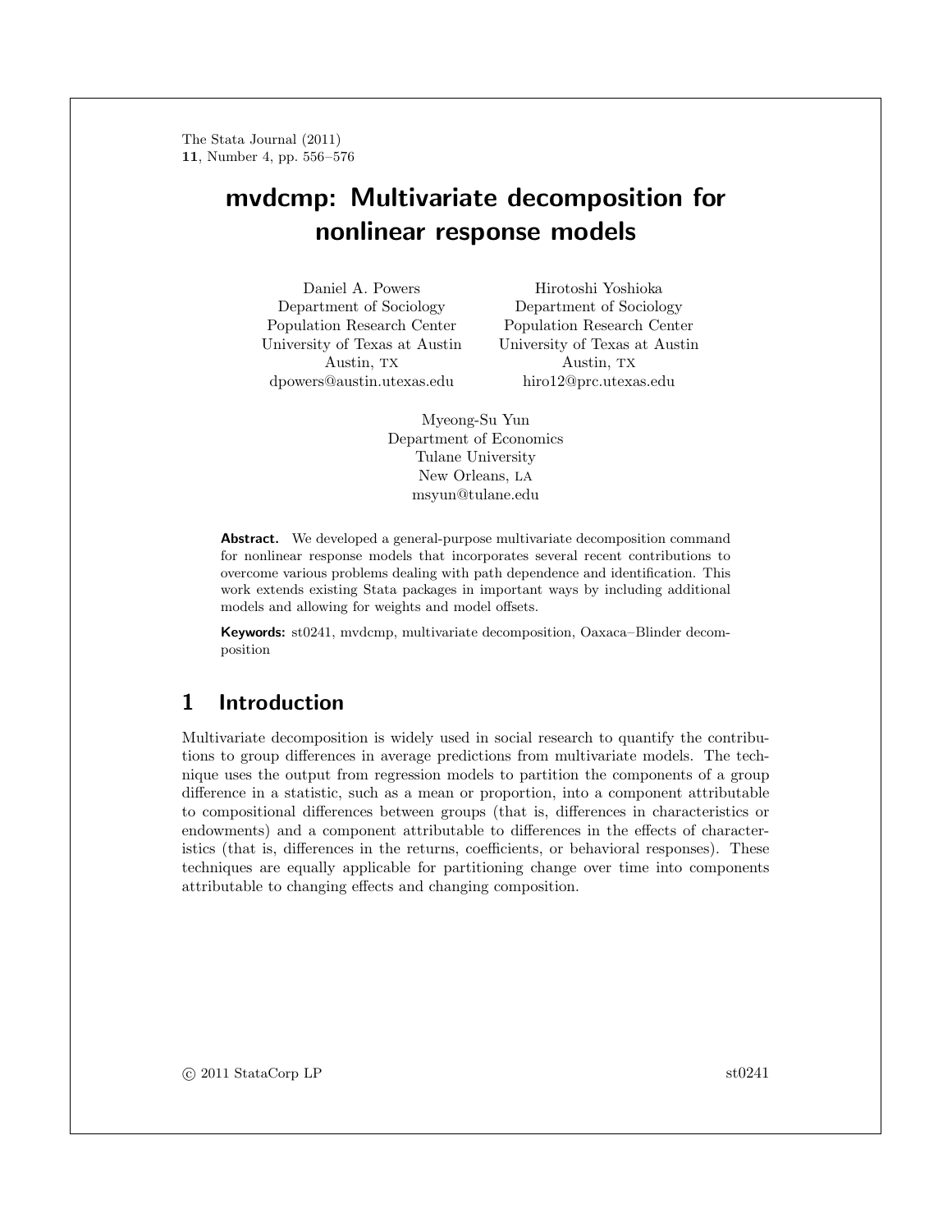# mvdcmp: Multivariate decomposition for nonlinear response models

Daniel A. Powers
Department of Sociology
Population Research Center
University of Texas at Austin
Austin, TX
dpowers@austin.utexas.edu

Hirotoshi Yoshioka
Department of Sociology
Population Research Center
University of Texas at Austin
Austin, TX
hiro12@prc.utexas.edu

Myeong-Su Yun
Department of Economics
Tulane University
New Orleans, LA
msyun@tulane.edu

**Abstract.** We developed a general-purpose multivariate decomposition command for nonlinear response models that incorporates several recent contributions to overcome various problems dealing with path dependence and identification. This work extends existing Stata packages in important ways by including additional models and allowing for weights and model offsets.

**Keywords:** st0241, mvdcmp, multivariate decomposition, Oaxaca–Blinder decomposition

## 1 Introduction

Multivariate decomposition is widely used in social research to quantify the contributions to group differences in average predictions from multivariate models. The technique uses the output from regression models to partition the components of a group difference in a statistic, such as a mean or proportion, into a component attributable to compositional differences between groups (that is, differences in characteristics or endowments) and a component attributable to differences in the effects of characteristics (that is, differences in the returns, coefficients, or behavioral responses). These techniques are equally applicable for partitioning change over time into components attributable to changing effects and changing composition.

© 2011 StataCorp LP st0241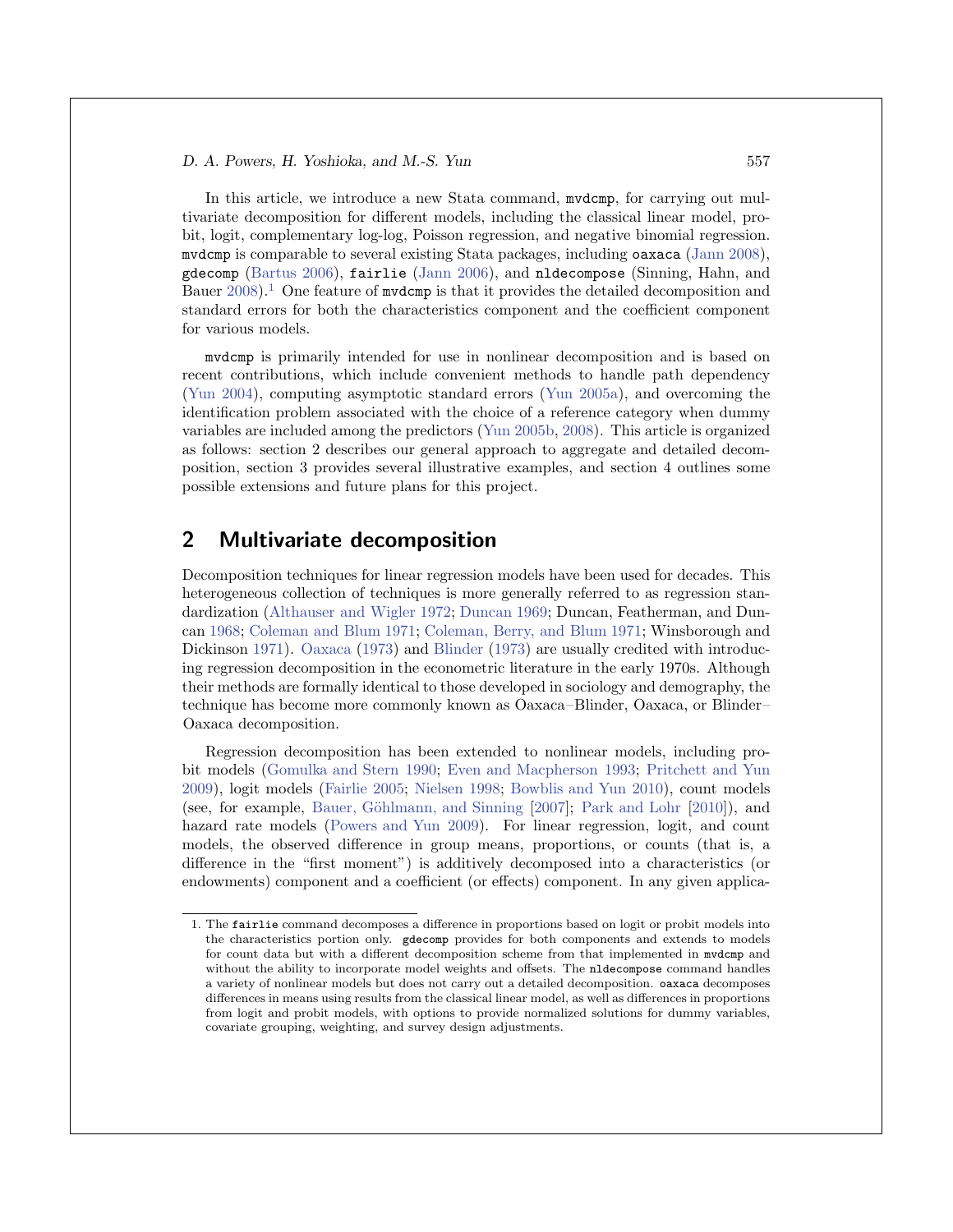In this article, we introduce a new Stata command, `mvdcmp`, for carrying out multivariate decomposition for different models, including the classical linear model, probit, logit, complementary log-log, Poisson regression, and negative binomial regression. `mvdcmp` is comparable to several existing Stata packages, including `oaxaca` (Jann 2008), `gdecomp` (Bartus 2006), `fairlie` (Jann 2006), and `nldecompose` (Sinning, Hahn, and Bauer 2008).[1] One feature of `mvdcmp` is that it provides the detailed decomposition and standard errors for both the characteristics component and the coefficient component for various models.

`mvdcmp` is primarily intended for use in nonlinear decomposition and is based on recent contributions, which include convenient methods to handle path dependency (Yun 2004), computing asymptotic standard errors (Yun 2005a), and overcoming the identification problem associated with the choice of a reference category when dummy variables are included among the predictors (Yun 2005b, 2008). This article is organized as follows: section 2 describes our general approach to aggregate and detailed decomposition, section 3 provides several illustrative examples, and section 4 outlines some possible extensions and future plans for this project.

## 2 Multivariate decomposition

Decomposition techniques for linear regression models have been used for decades. This heterogeneous collection of techniques is more generally referred to as regression standardization (Althauser and Wigler 1972; Duncan 1969; Duncan, Featherman, and Duncan 1968; Coleman and Blum 1971; Coleman, Berry, and Blum 1971; Winsborough and Dickinson 1971). Oaxaca (1973) and Blinder (1973) are usually credited with introducing regression decomposition in the econometric literature in the early 1970s. Although their methods are formally identical to those developed in sociology and demography, the technique has become more commonly known as Oaxaca–Blinder, Oaxaca, or Blinder–Oaxaca decomposition.

Regression decomposition has been extended to nonlinear models, including probit models (Gomulka and Stern 1990; Even and Macpherson 1993; Pritchett and Yun 2009), logit models (Fairlie 2005; Nielsen 1998; Bowblis and Yun 2010), count models (see, for example, Bauer, Göhlmann, and Sinning [2007]; Park and Lohr [2010]), and hazard rate models (Powers and Yun 2009). For linear regression, logit, and count models, the observed difference in group means, proportions, or counts (that is, a difference in the "first moment") is additively decomposed into a characteristics (or endowments) component and a coefficient (or effects) component. In any given applica-

1. The `fairlie` command decomposes a difference in proportions based on logit or probit models into the characteristics portion only. `gdecomp` provides for both components and extends to models for count data but with a different decomposition scheme from that implemented in `mvdcmp` and without the ability to incorporate model weights and offsets. The `nldecompose` command handles a variety of nonlinear models but does not carry out a detailed decomposition. `oaxaca` decomposes differences in means using results from the classical linear model, as well as differences in proportions from logit and probit models, with options to provide normalized solutions for dummy variables, covariate grouping, weighting, and survey design adjustments.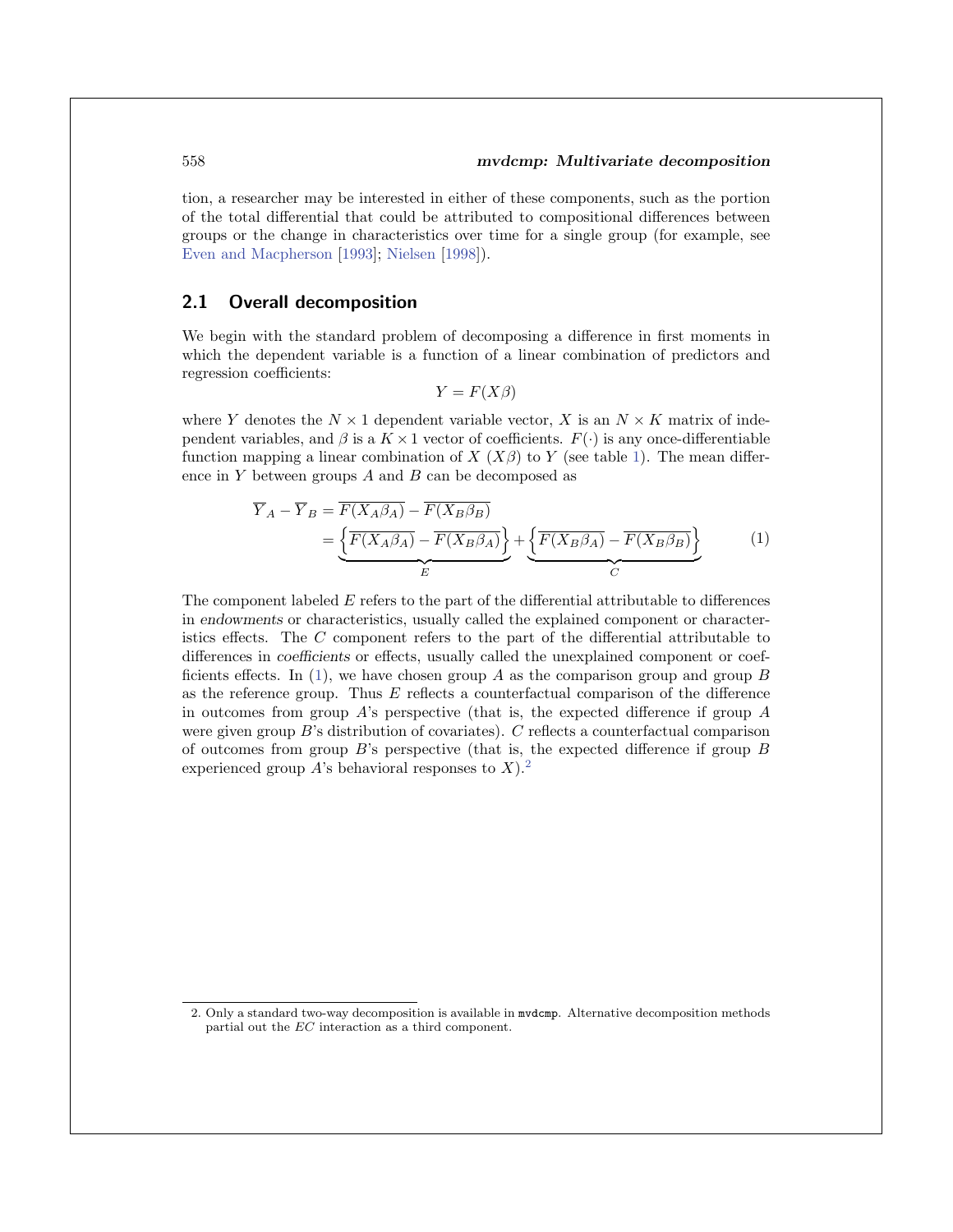tion, a researcher may be interested in either of these components, such as the portion of the total differential that could be attributed to compositional differences between groups or the change in characteristics over time for a single group (for example, see Even and Macpherson [1993]; Nielsen [1998]).

## 2.1 Overall decomposition

We begin with the standard problem of decomposing a difference in first moments in which the dependent variable is a function of a linear combination of predictors and regression coefficients:

$$Y = F(X\beta)$$

where $Y$ denotes the $N \times 1$ dependent variable vector, $X$ is an $N \times K$ matrix of independent variables, and $\beta$ is a $K \times 1$ vector of coefficients. $F(\cdot)$ is any once-differentiable function mapping a linear combination of $X$ ($X\beta$) to $Y$ (see table 1). The mean difference in $Y$ between groups $A$ and $B$ can be decomposed as

$$\begin{aligned} \overline{Y}_A - \overline{Y}_B &= \overline{F(X_A\beta_A)} - \overline{F(X_B\beta_B)} \\ &= \underbrace{\left\{\overline{F(X_A\beta_A)} - \overline{F(X_B\beta_A)}\right\}}_{E} + \underbrace{\left\{\overline{F(X_B\beta_A)} - \overline{F(X_B\beta_B)}\right\}}_{C} \end{aligned} \tag{1}$$

The component labeled $E$ refers to the part of the differential attributable to differences in *endowments* or characteristics, usually called the explained component or characteristics effects. The $C$ component refers to the part of the differential attributable to differences in *coefficients* or effects, usually called the unexplained component or coefficients effects. In (1), we have chosen group $A$ as the comparison group and group $B$ as the reference group. Thus $E$ reflects a counterfactual comparison of the difference in outcomes from group $A$'s perspective (that is, the expected difference if group $A$ were given group $B$'s distribution of covariates). $C$ reflects a counterfactual comparison of outcomes from group $B$'s perspective (that is, the expected difference if group $B$ experienced group $A$'s behavioral responses to $X$).[2]

2. Only a standard two-way decomposition is available in `mvdcmp`. Alternative decomposition methods partial out the $EC$ interaction as a third component.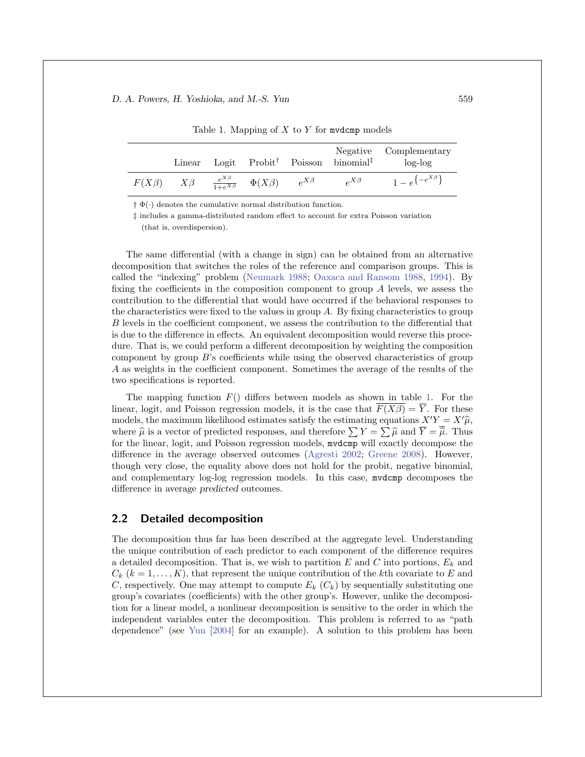Table 1. Mapping of $X$ to $Y$ for `mvdcmp` models

|  | Linear | Logit | Probit† | Poisson | Negative binomial‡ | Complementary log-log |
|---|---|---|---|---|---|---|
| $F(X\beta)$ | $X\beta$ | $\frac{e^{X\beta}}{1+e^{X\beta}}$ | $\Phi(X\beta)$ | $e^{X\beta}$ | $e^{X\beta}$ | $1-e^{\left\{-e^{X\beta}\right\}}$ |

† $\Phi(\cdot)$ denotes the cumulative normal distribution function.

‡ includes a gamma-distributed random effect to account for extra Poisson variation (that is, overdispersion).

The same differential (with a change in sign) can be obtained from an alternative decomposition that switches the roles of the reference and comparison groups. This is called the "indexing" problem (Neumark 1988; Oaxaca and Ransom 1988, 1994). By fixing the coefficients in the composition component to group $A$ levels, we assess the contribution to the differential that would have occurred if the behavioral responses to the characteristics were fixed to the values in group $A$. By fixing characteristics to group $B$ levels in the coefficient component, we assess the contribution to the differential that is due to the difference in effects. An equivalent decomposition would reverse this procedure. That is, we could perform a different decomposition by weighting the composition component by group $B$'s coefficients while using the observed characteristics of group $A$ as weights in the coefficient component. Sometimes the average of the results of the two specifications is reported.

The mapping function $F()$ differs between models as shown in table 1. For the linear, logit, and Poisson regression models, it is the case that $\overline{F(X\beta)} = \overline{Y}$. For these models, the maximum likelihood estimates satisfy the estimating equations $X'Y = X'\widehat{\mu}$, where $\widehat{\mu}$ is a vector of predicted responses, and therefore $\sum Y = \sum \widehat{\mu}$ and $\overline{Y} = \overline{\widehat{\mu}}$. Thus for the linear, logit, and Poisson regression models, `mvdcmp` will exactly decompose the difference in the average observed outcomes (Agresti 2002; Greene 2008). However, though very close, the equality above does not hold for the probit, negative binomial, and complementary log-log regression models. In this case, `mvdcmp` decomposes the difference in average *predicted* outcomes.

## 2.2 Detailed decomposition

The decomposition thus far has been described at the aggregate level. Understanding the unique contribution of each predictor to each component of the difference requires a detailed decomposition. That is, we wish to partition $E$ and $C$ into portions, $E_k$ and $C_k$ $(k = 1, \ldots, K)$, that represent the unique contribution of the $k$th covariate to $E$ and $C$, respectively. One may attempt to compute $E_k$ $(C_k)$ by sequentially substituting one group's covariates (coefficients) with the other group's. However, unlike the decomposition for a linear model, a nonlinear decomposition is sensitive to the order in which the independent variables enter the decomposition. This problem is referred to as "path dependence" (see Yun [2004] for an example). A solution to this problem has been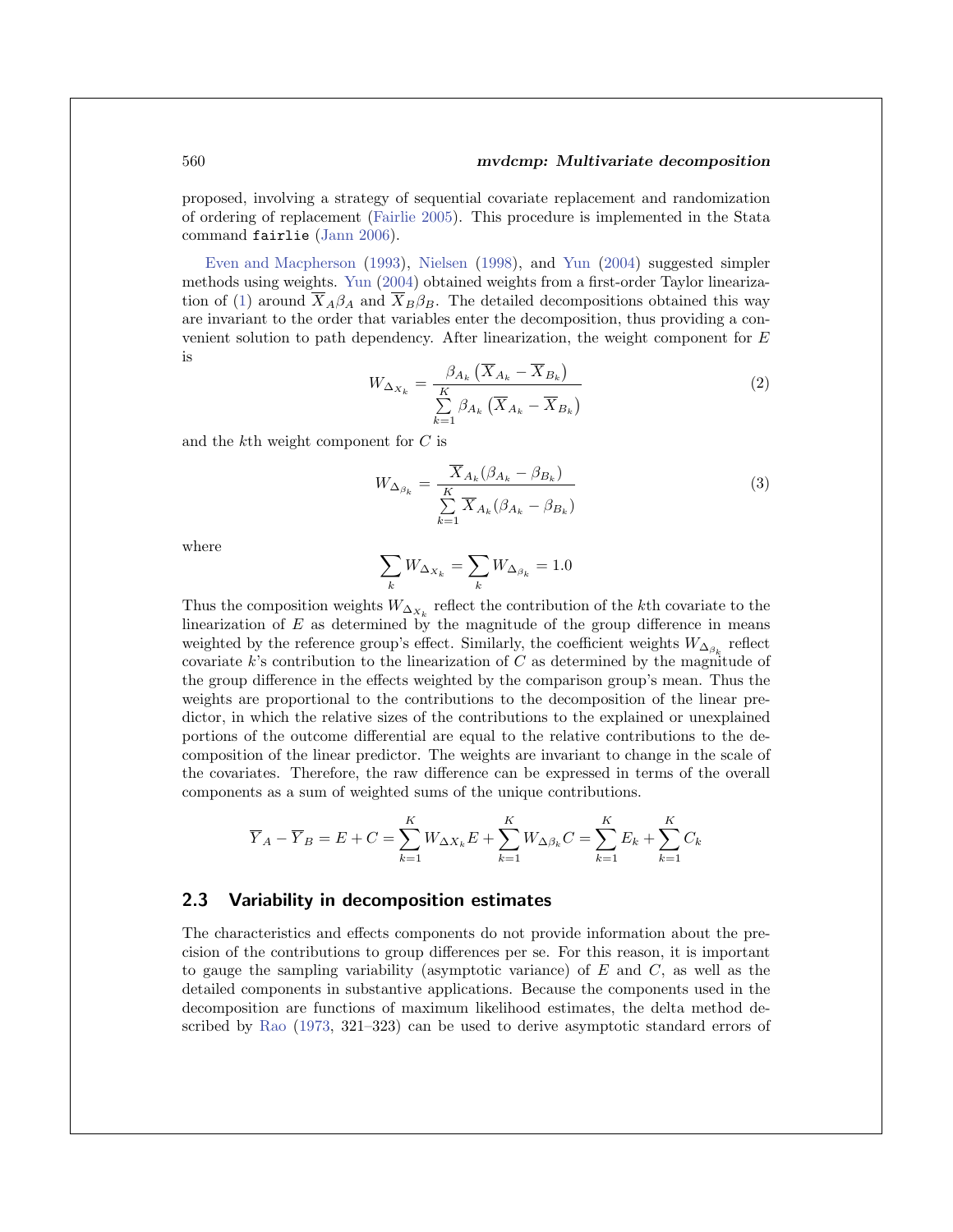proposed, involving a strategy of sequential covariate replacement and randomization of ordering of replacement (Fairlie 2005). This procedure is implemented in the Stata command `fairlie` (Jann 2006).

Even and Macpherson (1993), Nielsen (1998), and Yun (2004) suggested simpler methods using weights. Yun (2004) obtained weights from a first-order Taylor linearization of (1) around $\overline{X}_A\beta_A$ and $\overline{X}_B\beta_B$. The detailed decompositions obtained this way are invariant to the order that variables enter the decomposition, thus providing a convenient solution to path dependency. After linearization, the weight component for $E$ is

$$W_{\Delta_{X_k}} = \frac{\beta_{A_k}\left(\overline{X}_{A_k} - \overline{X}_{B_k}\right)}{\sum\limits_{k=1}^{K} \beta_{A_k}\left(\overline{X}_{A_k} - \overline{X}_{B_k}\right)} \tag{2}$$

and the $k$th weight component for $C$ is

$$W_{\Delta_{\beta_k}} = \frac{\overline{X}_{A_k}(\beta_{A_k} - \beta_{B_k})}{\sum\limits_{k=1}^{K} \overline{X}_{A_k}(\beta_{A_k} - \beta_{B_k})} \tag{3}$$

where

$$\sum_k W_{\Delta_{X_k}} = \sum_k W_{\Delta_{\beta_k}} = 1.0$$

Thus the composition weights $W_{\Delta_{X_k}}$ reflect the contribution of the $k$th covariate to the linearization of $E$ as determined by the magnitude of the group difference in means weighted by the reference group's effect. Similarly, the coefficient weights $W_{\Delta_{\beta_k}}$ reflect covariate $k$'s contribution to the linearization of $C$ as determined by the magnitude of the group difference in the effects weighted by the comparison group's mean. Thus the weights are proportional to the contributions to the decomposition of the linear predictor, in which the relative sizes of the contributions to the explained or unexplained portions of the outcome differential are equal to the relative contributions to the decomposition of the linear predictor. The weights are invariant to change in the scale of the covariates. Therefore, the raw difference can be expressed in terms of the overall components as a sum of weighted sums of the unique contributions.

$$\overline{Y}_A - \overline{Y}_B = E + C = \sum_{k=1}^{K} W_{\Delta X_k} E + \sum_{k=1}^{K} W_{\Delta\beta_k} C = \sum_{k=1}^{K} E_k + \sum_{k=1}^{K} C_k$$

## 2.3 Variability in decomposition estimates

The characteristics and effects components do not provide information about the precision of the contributions to group differences per se. For this reason, it is important to gauge the sampling variability (asymptotic variance) of $E$ and $C$, as well as the detailed components in substantive applications. Because the components used in the decomposition are functions of maximum likelihood estimates, the delta method described by Rao (1973, 321–323) can be used to derive asymptotic standard errors of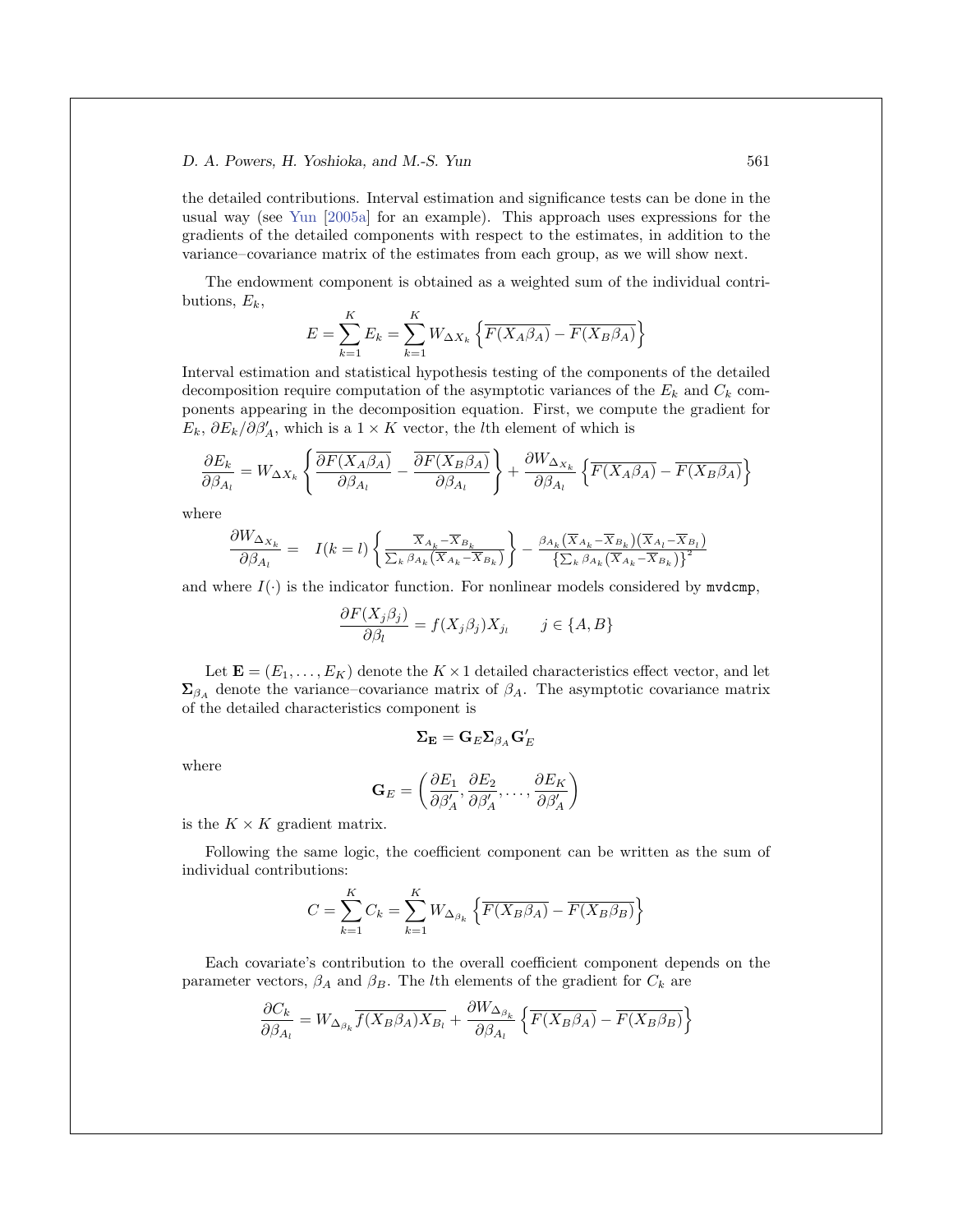the detailed contributions. Interval estimation and significance tests can be done in the usual way (see Yun [2005a] for an example). This approach uses expressions for the gradients of the detailed components with respect to the estimates, in addition to the variance–covariance matrix of the estimates from each group, as we will show next.

The endowment component is obtained as a weighted sum of the individual contributions, $E_k$,

$$E = \sum_{k=1}^{K} E_k = \sum_{k=1}^{K} W_{\Delta X_k} \left\{ \overline{F(X_A \beta_A)} - \overline{F(X_B \beta_A)} \right\}$$

Interval estimation and statistical hypothesis testing of the components of the detailed decomposition require computation of the asymptotic variances of the $E_k$ and $C_k$ components appearing in the decomposition equation. First, we compute the gradient for $E_k$, $\partial E_k / \partial \beta_A'$, which is a $1 \times K$ vector, the $l$th element of which is

$$\frac{\partial E_k}{\partial \beta_{A_l}} = W_{\Delta X_k} \left\{ \overline{\frac{\partial F(X_A \beta_A)}{\partial \beta_{A_l}}} - \overline{\frac{\partial F(X_B \beta_A)}{\partial \beta_{A_l}}} \right\} + \frac{\partial W_{\Delta_{X_k}}}{\partial \beta_{A_l}} \left\{ \overline{F(X_A \beta_A)} - \overline{F(X_B \beta_A)} \right\}$$

where

$$\frac{\partial W_{\Delta_{X_k}}}{\partial \beta_{A_l}} = \quad I(k=l) \left\{ \frac{\overline{X}_{A_k} - \overline{X}_{B_k}}{\sum_k \beta_{A_k} (\overline{X}_{A_k} - \overline{X}_{B_k})} \right\} - \frac{\beta_{A_k} (\overline{X}_{A_k} - \overline{X}_{B_k})(\overline{X}_{A_l} - \overline{X}_{B_l})}{\left\{ \sum_k \beta_{A_k} (\overline{X}_{A_k} - \overline{X}_{B_k}) \right\}^2}$$

and where $I(\cdot)$ is the indicator function. For nonlinear models considered by `mvdcmp`,

$$\frac{\partial F(X_j \beta_j)}{\partial \beta_l} = f(X_j \beta_j) X_{j_l} \qquad j \in \{A, B\}$$

Let $\mathbf{E} = (E_1, \ldots, E_K)$ denote the $K \times 1$ detailed characteristics effect vector, and let $\mathbf{\Sigma}_{\beta_A}$ denote the variance–covariance matrix of $\beta_A$. The asymptotic covariance matrix of the detailed characteristics component is

$$\mathbf{\Sigma_E} = \mathbf{G}_E \mathbf{\Sigma}_{\beta_A} \mathbf{G}_E'$$

where

$$\mathbf{G}_E = \left( \frac{\partial E_1}{\partial \beta_A'}, \frac{\partial E_2}{\partial \beta_A'}, \ldots, \frac{\partial E_K}{\partial \beta_A'} \right)$$

is the $K \times K$ gradient matrix.

Following the same logic, the coefficient component can be written as the sum of individual contributions:

$$C = \sum_{k=1}^{K} C_k = \sum_{k=1}^{K} W_{\Delta_{\beta_k}} \left\{ \overline{F(X_B \beta_A)} - \overline{F(X_B \beta_B)} \right\}$$

Each covariate's contribution to the overall coefficient component depends on the parameter vectors, $\beta_A$ and $\beta_B$. The $l$th elements of the gradient for $C_k$ are

$$\frac{\partial C_k}{\partial \beta_{A_l}} = W_{\Delta_{\beta_k}} \overline{f(X_B \beta_A) X_{B_l}} + \frac{\partial W_{\Delta_{\beta_k}}}{\partial \beta_{A_l}} \left\{ \overline{F(X_B \beta_A)} - \overline{F(X_B \beta_B)} \right\}$$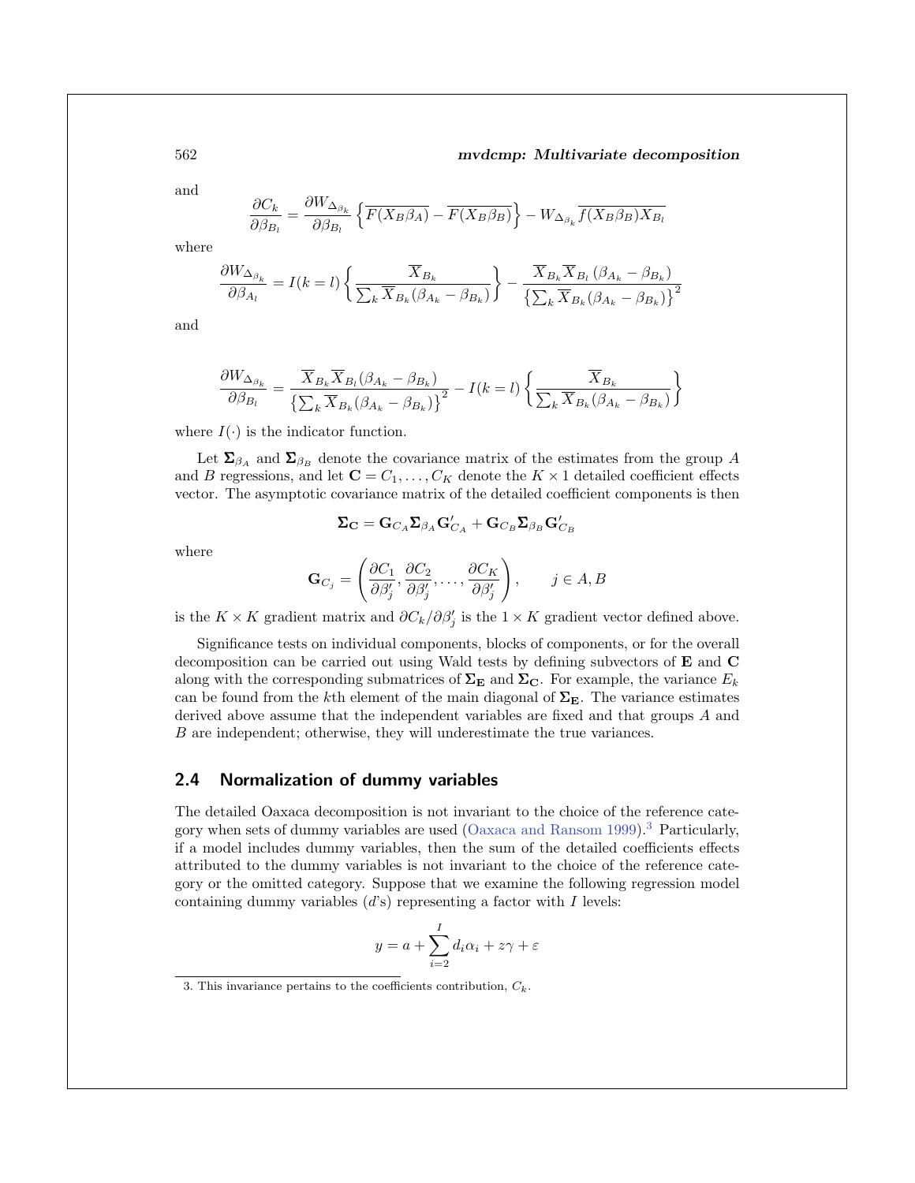and

$$\frac{\partial C_k}{\partial \beta_{B_l}} = \frac{\partial W_{\Delta_{\beta_k}}}{\partial \beta_{B_l}} \left\{ \overline{F(X_B \beta_A)} - \overline{F(X_B \beta_B)} \right\} - W_{\Delta_{\beta_k}} \overline{f(X_B \beta_B) X_{B_l}}$$

where

$$\frac{\partial W_{\Delta_{\beta_k}}}{\partial \beta_{A_l}} = I(k=l) \left\{ \frac{\overline{X}_{B_k}}{\sum_k \overline{X}_{B_k}(\beta_{A_k} - \beta_{B_k})} \right\} - \frac{\overline{X}_{B_k} \overline{X}_{B_l} (\beta_{A_k} - \beta_{B_k})}{\left\{ \sum_k \overline{X}_{B_k}(\beta_{A_k} - \beta_{B_k}) \right\}^2}$$

and

$$\frac{\partial W_{\Delta_{\beta_k}}}{\partial \beta_{B_l}} = \frac{\overline{X}_{B_k} \overline{X}_{B_l} (\beta_{A_k} - \beta_{B_k})}{\left\{ \sum_k \overline{X}_{B_k}(\beta_{A_k} - \beta_{B_k}) \right\}^2} - I(k=l) \left\{ \frac{\overline{X}_{B_k}}{\sum_k \overline{X}_{B_k}(\beta_{A_k} - \beta_{B_k})} \right\}$$

where $I(\cdot)$ is the indicator function.

Let $\mathbf{\Sigma}_{\beta_A}$ and $\mathbf{\Sigma}_{\beta_B}$ denote the covariance matrix of the estimates from the group $A$ and $B$ regressions, and let $\mathbf{C} = C_1, \ldots, C_K$ denote the $K \times 1$ detailed coefficient effects vector. The asymptotic covariance matrix of the detailed coefficient components is then

$$\mathbf{\Sigma_C} = \mathbf{G}_{C_A} \mathbf{\Sigma}_{\beta_A} \mathbf{G}'_{C_A} + \mathbf{G}_{C_B} \mathbf{\Sigma}_{\beta_B} \mathbf{G}'_{C_B}$$

where

$$\mathbf{G}_{C_j} = \left( \frac{\partial C_1}{\partial \beta'_j}, \frac{\partial C_2}{\partial \beta'_j}, \ldots, \frac{\partial C_K}{\partial \beta'_j} \right), \qquad j \in A, B$$

is the $K \times K$ gradient matrix and $\partial C_k / \partial \beta'_j$ is the $1 \times K$ gradient vector defined above.

Significance tests on individual components, blocks of components, or for the overall decomposition can be carried out using Wald tests by defining subvectors of $\mathbf{E}$ and $\mathbf{C}$ along with the corresponding submatrices of $\mathbf{\Sigma_E}$ and $\mathbf{\Sigma_C}$. For example, the variance $E_k$ can be found from the $k$th element of the main diagonal of $\mathbf{\Sigma_E}$. The variance estimates derived above assume that the independent variables are fixed and that groups $A$ and $B$ are independent; otherwise, they will underestimate the true variances.

## 2.4 Normalization of dummy variables

The detailed Oaxaca decomposition is not invariant to the choice of the reference category when sets of dummy variables are used (Oaxaca and Ransom 1999).[3] Particularly, if a model includes dummy variables, then the sum of the detailed coefficients effects attributed to the dummy variables is not invariant to the choice of the reference category or the omitted category. Suppose that we examine the following regression model containing dummy variables ($d$'s) representing a factor with $I$ levels:

$$y = a + \sum_{i=2}^{I} d_i \alpha_i + z\gamma + \varepsilon$$

3. This invariance pertains to the coefficients contribution, $C_k$.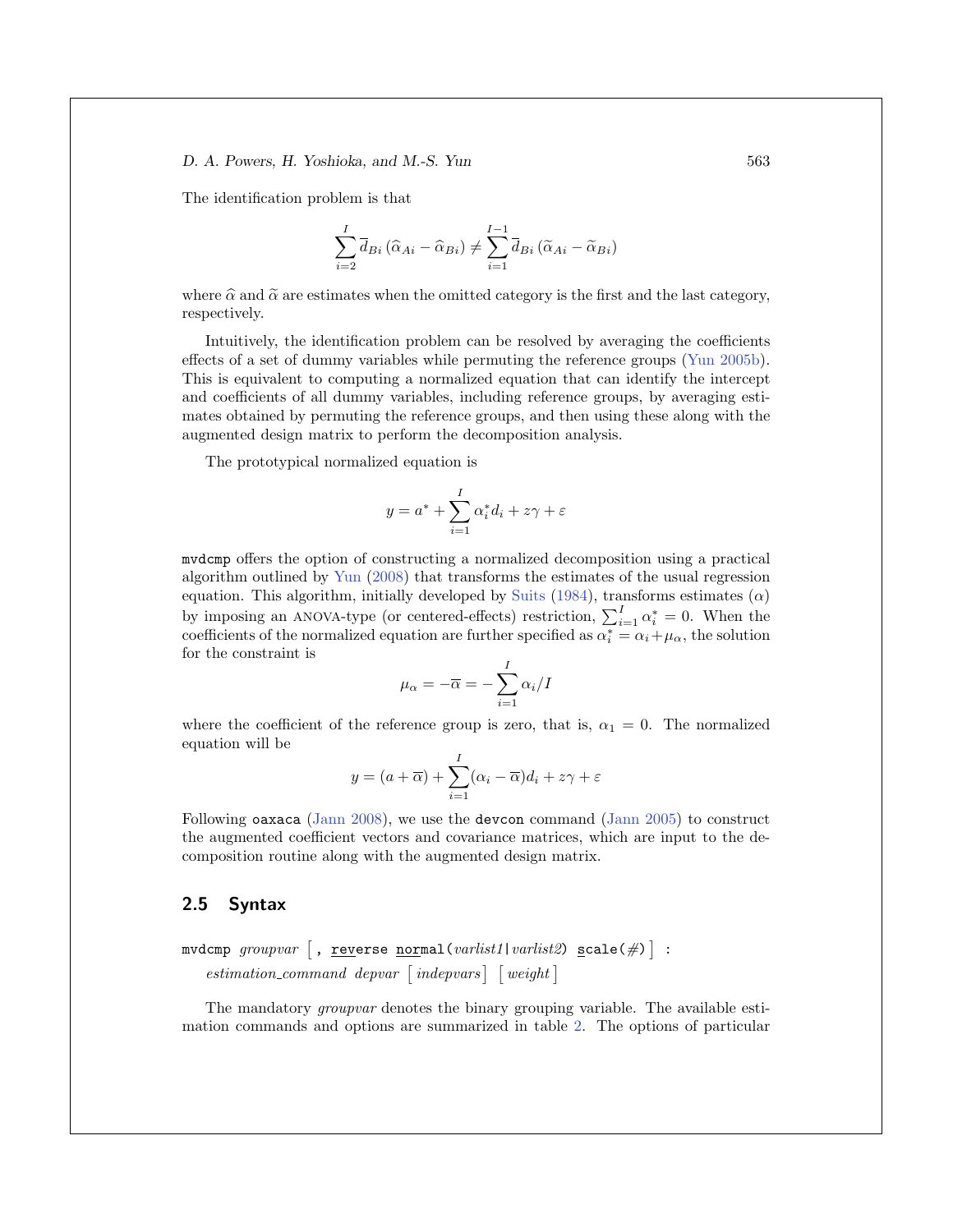The identification problem is that

$$\sum_{i=2}^{I} \overline{d}_{Bi} \left( \widehat{\alpha}_{Ai} - \widehat{\alpha}_{Bi} \right) \neq \sum_{i=1}^{I-1} \overline{d}_{Bi} \left( \widetilde{\alpha}_{Ai} - \widetilde{\alpha}_{Bi} \right)$$

where $\widehat{\alpha}$ and $\widetilde{\alpha}$ are estimates when the omitted category is the first and the last category, respectively.

Intuitively, the identification problem can be resolved by averaging the coefficients effects of a set of dummy variables while permuting the reference groups (Yun 2005b). This is equivalent to computing a normalized equation that can identify the intercept and coefficients of all dummy variables, including reference groups, by averaging estimates obtained by permuting the reference groups, and then using these along with the augmented design matrix to perform the decomposition analysis.

The prototypical normalized equation is

$$y = a^* + \sum_{i=1}^{I} \alpha_i^* d_i + z\gamma + \varepsilon$$

`mvdcmp` offers the option of constructing a normalized decomposition using a practical algorithm outlined by Yun (2008) that transforms the estimates of the usual regression equation. This algorithm, initially developed by Suits (1984), transforms estimates ($\alpha$) by imposing an ANOVA-type (or centered-effects) restriction, $\sum_{i=1}^{I} \alpha_i^* = 0$. When the coefficients of the normalized equation are further specified as $\alpha_i^* = \alpha_i + \mu_\alpha$, the solution for the constraint is

$$\mu_\alpha = -\overline{\alpha} = -\sum_{i=1}^{I} \alpha_i / I$$

where the coefficient of the reference group is zero, that is, $\alpha_1 = 0$. The normalized equation will be

$$y = (a + \overline{\alpha}) + \sum_{i=1}^{I} (\alpha_i - \overline{\alpha}) d_i + z\gamma + \varepsilon$$

Following `oaxaca` (Jann 2008), we use the `devcon` command (Jann 2005) to construct the augmented coefficient vectors and covariance matrices, which are input to the decomposition routine along with the augmented design matrix.

## 2.5 Syntax

```
mvdcmp groupvar [, reverse normal(varlist1|varlist2) scale(#)] :
    estimation_command depvar [indepvars] [weight]
```

The mandatory *groupvar* denotes the binary grouping variable. The available estimation commands and options are summarized in table 2. The options of particular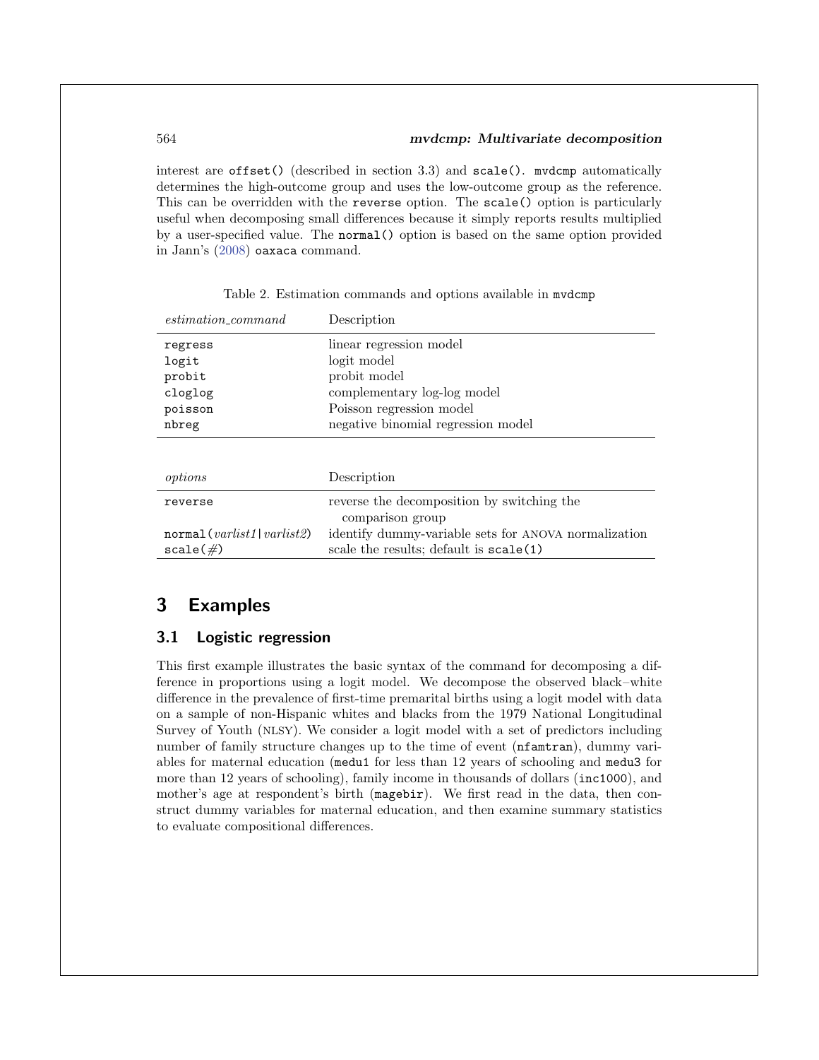interest are `offset()` (described in section 3.3) and `scale()`. `mvdcmp` automatically determines the high-outcome group and uses the low-outcome group as the reference. This can be overridden with the `reverse` option. The `scale()` option is particularly useful when decomposing small differences because it simply reports results multiplied by a user-specified value. The `normal()` option is based on the same option provided in Jann's (2008) `oaxaca` command.

Table 2. Estimation commands and options available in `mvdcmp`

| *estimation_command* | Description |
| --- | --- |
| `regress` | linear regression model |
| `logit` | logit model |
| `probit` | probit model |
| `cloglog` | complementary log-log model |
| `poisson` | Poisson regression model |
| `nbreg` | negative binomial regression model |

| *options* | Description |
| --- | --- |
| `reverse` | reverse the decomposition by switching the comparison group |
| `normal(`*varlist1*`|`*varlist2*`)` | identify dummy-variable sets for ANOVA normalization |
| `scale(`*#*`)` | scale the results; default is `scale(1)` |

# 3 Examples

## 3.1 Logistic regression

This first example illustrates the basic syntax of the command for decomposing a difference in proportions using a logit model. We decompose the observed black–white difference in the prevalence of first-time premarital births using a logit model with data on a sample of non-Hispanic whites and blacks from the 1979 National Longitudinal Survey of Youth (NLSY). We consider a logit model with a set of predictors including number of family structure changes up to the time of event (`nfamtran`), dummy variables for maternal education (`medu1` for less than 12 years of schooling and `medu3` for more than 12 years of schooling), family income in thousands of dollars (`inc1000`), and mother's age at respondent's birth (`magebir`). We first read in the data, then construct dummy variables for maternal education, and then examine summary statistics to evaluate compositional differences.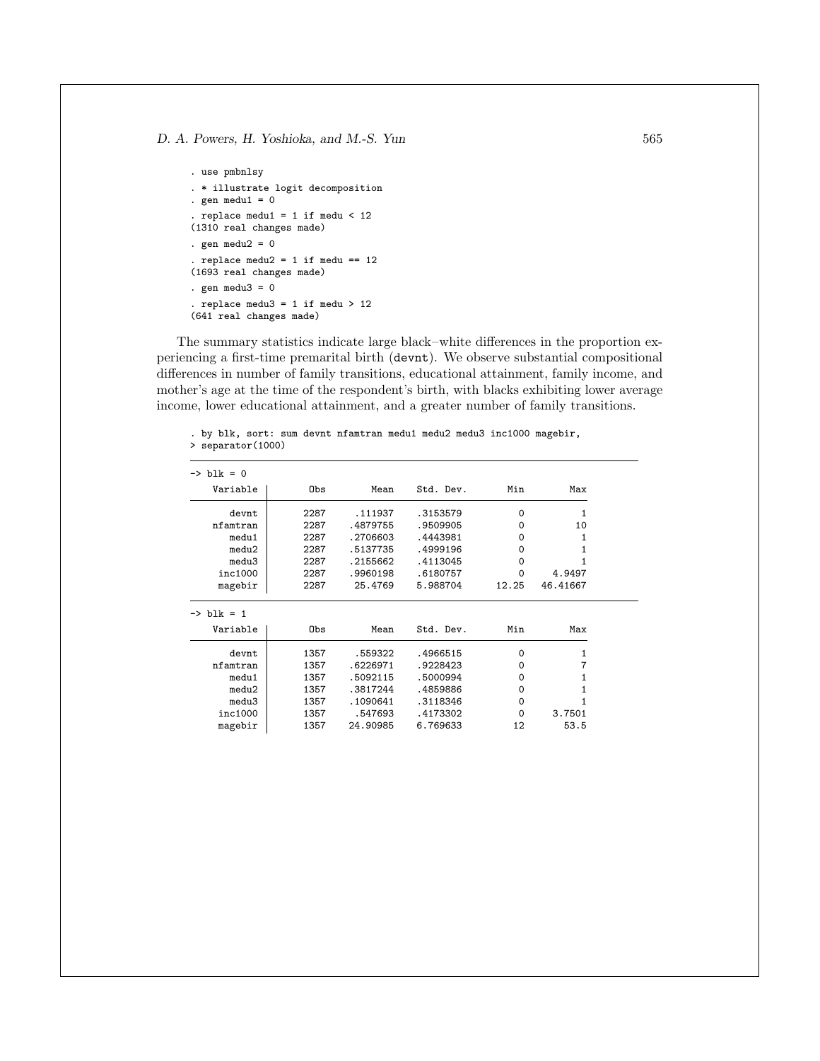```
. use pmbnlsy
. * illustrate logit decomposition
. gen medu1 = 0
. replace medu1 = 1 if medu < 12
(1310 real changes made)
. gen medu2 = 0
. replace medu2 = 1 if medu == 12
(1693 real changes made)
. gen medu3 = 0
. replace medu3 = 1 if medu > 12
(641 real changes made)
```

The summary statistics indicate large black–white differences in the proportion experiencing a first-time premarital birth (devnt). We observe substantial compositional differences in number of family transitions, educational attainment, family income, and mother's age at the time of the respondent's birth, with blacks exhibiting lower average income, lower educational attainment, and a greater number of family transitions.

```
. by blk, sort: sum devnt nfamtran medu1 medu2 medu3 inc1000 magebir,
> separator(1000)

-> blk = 0
    Variable |       Obs        Mean    Std. Dev.       Min        Max
-------------+--------------------------------------------------------
       devnt |      2287     .111937    .3153579          0          1
    nfamtran |      2287    .4879755    .9509905          0         10
       medu1 |      2287    .2706603    .4443981          0          1
       medu2 |      2287    .5137735    .4999196          0          1
       medu3 |      2287    .2155662    .4113045          0          1
     inc1000 |      2287    .9960198    .6180757          0     4.9497
     magebir |      2287     25.4769    5.988704      12.25   46.41667

-> blk = 1
    Variable |       Obs        Mean    Std. Dev.       Min        Max
-------------+--------------------------------------------------------
       devnt |      1357     .559322    .4966515          0          1
    nfamtran |      1357    .6226971    .9228423          0          7
       medu1 |      1357    .5092115    .5000994          0          1
       medu2 |      1357    .3817244    .4859886          0          1
       medu3 |      1357    .1090641    .3118346          0          1
     inc1000 |      1357     .547693    .4173302          0     3.7501
     magebir |      1357    24.90985    6.769633         12       53.5
```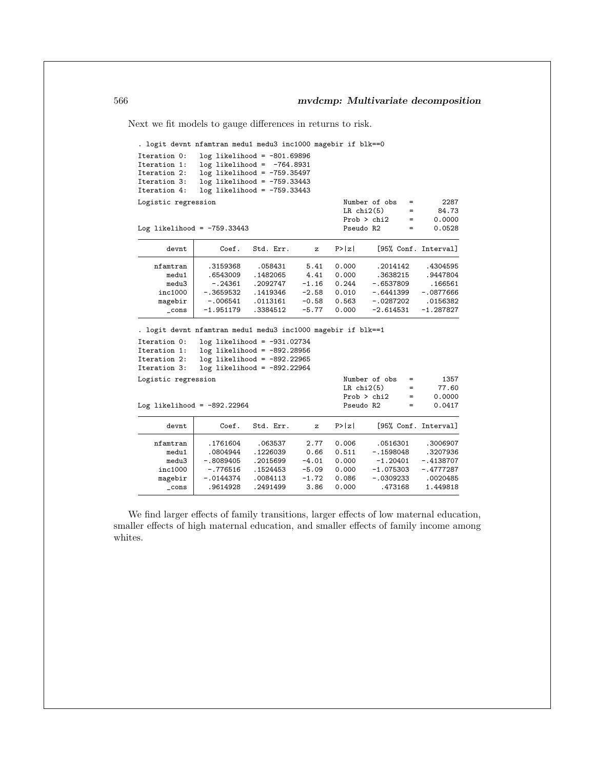Next we fit models to gauge differences in returns to risk.

```
. logit devnt nfamtran medu1 medu3 inc1000 magebir if blk==0
Iteration 0:   log likelihood = -801.69896
Iteration 1:   log likelihood =  -764.8931
Iteration 2:   log likelihood = -759.35497
Iteration 3:   log likelihood = -759.33443
Iteration 4:   log likelihood = -759.33443
Logistic regression                               Number of obs   =       2287
                                                  LR chi2(5)      =      84.73
                                                  Prob > chi2     =     0.0000
Log likelihood = -759.33443                       Pseudo R2       =     0.0528

------------------------------------------------------------------------------
       devnt |      Coef.   Std. Err.      z    P>|z|     [95% Conf. Interval]
-------------+----------------------------------------------------------------
    nfamtran |   .3159368    .058431     5.41   0.000     .2014142    .4304595
       medu1 |   .6543009   .1482065     4.41   0.000     .3638215    .9447804
       medu3 |    -.24361   .2092747    -1.16   0.244    -.6537809     .166561
     inc1000 |  -.3659532   .1419346    -2.58   0.010    -.6441399   -.0877666
     magebir |   -.006541   .0113161    -0.58   0.563    -.0287202    .0156382
       _cons |  -1.951179   .3384512    -5.77   0.000    -2.614531   -1.287827
------------------------------------------------------------------------------

. logit devnt nfamtran medu1 medu3 inc1000 magebir if blk==1
Iteration 0:   log likelihood = -931.02734
Iteration 1:   log likelihood = -892.28956
Iteration 2:   log likelihood = -892.22965
Iteration 3:   log likelihood = -892.22964
Logistic regression                               Number of obs   =       1357
                                                  LR chi2(5)      =      77.60
                                                  Prob > chi2     =     0.0000
Log likelihood = -892.22964                       Pseudo R2       =     0.0417

------------------------------------------------------------------------------
       devnt |      Coef.   Std. Err.      z    P>|z|     [95% Conf. Interval]
-------------+----------------------------------------------------------------
    nfamtran |   .1761604    .063537     2.77   0.006     .0516301    .3006907
       medu1 |   .0804944   .1226039     0.66   0.511    -.1598048    .3207936
       medu3 |  -.8089405   .2015699    -4.01   0.000     -1.20401   -.4138707
     inc1000 |   -.776516   .1524453    -5.09   0.000    -1.075303   -.4777287
     magebir |  -.0144374   .0084113    -1.72   0.086    -.0309233    .0020485
       _cons |   .9614928   .2491499     3.86   0.000      .473168    1.449818
------------------------------------------------------------------------------
```

We find larger effects of family transitions, larger effects of low maternal education, smaller effects of high maternal education, and smaller effects of family income among whites.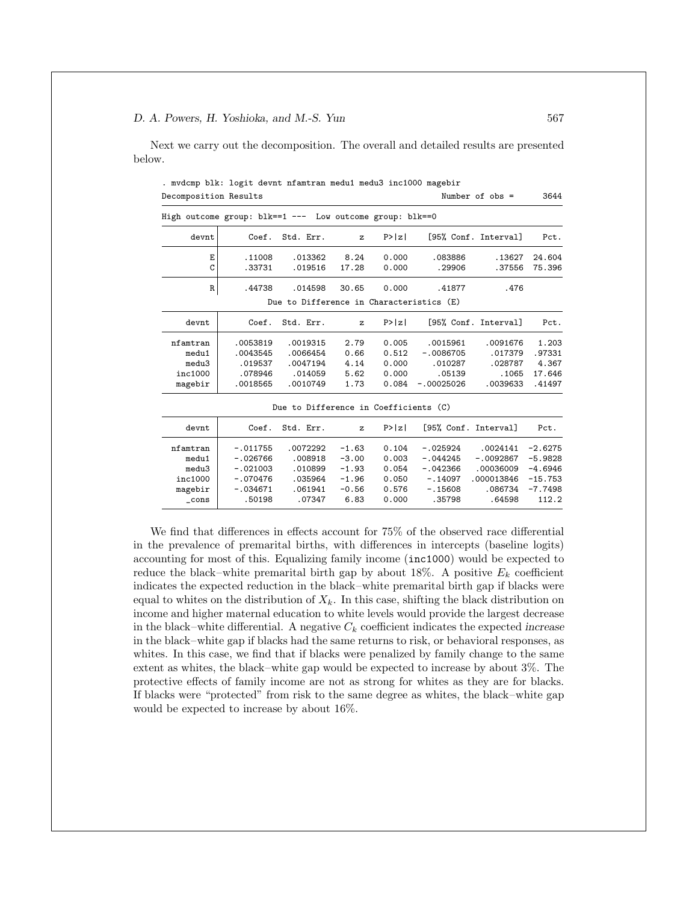Next we carry out the decomposition. The overall and detailed results are presented below.

```
. mvdcmp blk: logit devnt nfamtran medu1 medu3 inc1000 magebir
Decomposition Results                                   Number of obs =      3644

High outcome group: blk==1 --- Low outcome group: blk==0

       devnt        Coef.  Std. Err.       z     P>|z|     [95% Conf. Interval]     Pct.

           E       .11008    .013362    8.24     0.000     .083886       .13627   24.604
           C       .33731    .019516   17.28     0.000      .29906       .37556   75.396

           R       .44738    .014598   30.65     0.000      .41877         .476
                        Due to Difference in Characteristics (E)

       devnt        Coef.  Std. Err.       z     P>|z|     [95% Conf. Interval]     Pct.

    nfamtran     .0053819   .0019315    2.79     0.005    .0015961     .0091676    1.203
       medu1     .0043545   .0066454    0.66     0.512   -.0086705      .017379   .97331
       medu3      .019537   .0047194    4.14     0.000     .010287      .028787    4.367
     inc1000      .078946    .014059    5.62     0.000      .05139        .1065   17.646
     magebir     .0018565   .0010749    1.73     0.084  -.00025026     .0039633   .41497

                        Due to Difference in Coefficients (C)

       devnt        Coef.  Std. Err.       z     P>|z|     [95% Conf. Interval]     Pct.

    nfamtran     -.011755   .0072292   -1.63     0.104   -.025924      .0024141  -2.6275
       medu1     -.026766    .008918   -3.00     0.003   -.044245     -.0092867  -5.9828
       medu3     -.021003    .010899   -1.93     0.054   -.042366     .00036009  -4.6946
     inc1000     -.070476    .035964   -1.96     0.050    -.14097    .000013846  -15.753
     magebir     -.034671    .061941   -0.56     0.576    -.15608       .086734  -7.7498
       _cons       .50198     .07347    6.83     0.000     .35798        .64598    112.2
```

We find that differences in effects account for 75% of the observed race differential in the prevalence of premarital births, with differences in intercepts (baseline logits) accounting for most of this. Equalizing family income (`inc1000`) would be expected to reduce the black–white premarital birth gap by about 18%. A positive $E_k$ coefficient indicates the expected reduction in the black–white premarital birth gap if blacks were equal to whites on the distribution of $X_k$. In this case, shifting the black distribution on income and higher maternal education to white levels would provide the largest decrease in the black–white differential. A negative $C_k$ coefficient indicates the expected *increase* in the black–white gap if blacks had the same returns to risk, or behavioral responses, as whites. In this case, we find that if blacks were penalized by family change to the same extent as whites, the black–white gap would be expected to increase by about 3%. The protective effects of family income are not as strong for whites as they are for blacks. If blacks were "protected" from risk to the same degree as whites, the black–white gap would be expected to increase by about 16%.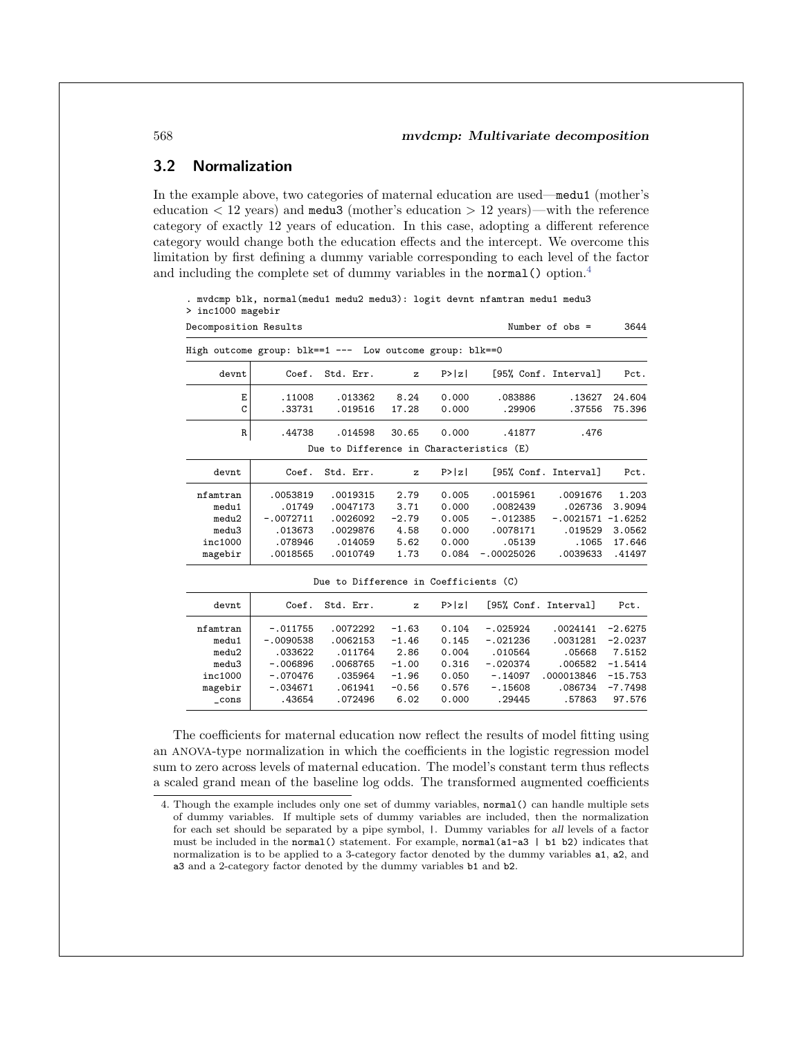## 3.2 Normalization

In the example above, two categories of maternal education are used—medu1 (mother's education < 12 years) and medu3 (mother's education > 12 years)—with the reference category of exactly 12 years of education. In this case, adopting a different reference category would change both the education effects and the intercept. We overcome this limitation by first defining a dummy variable corresponding to each level of the factor and including the complete set of dummy variables in the normal() option.[4]

```
. mvdcmp blk, normal(medu1 medu2 medu3): logit devnt nfamtran medu1 medu3
> inc1000 magebir
Decomposition Results                                  Number of obs =      3644

High outcome group: blk==1 --- Low outcome group: blk==0

       devnt       Coef.  Std. Err.      z    P>|z|     [95% Conf. Interval]      Pct.

           E      .11008    .013362   8.24    0.000     .083886      .13627    24.604
           C      .33731    .019516  17.28    0.000      .29906      .37556    75.396

           R      .44738    .014598  30.65    0.000      .41877        .476
                     Due to Difference in Characteristics (E)

       devnt       Coef.  Std. Err.      z    P>|z|     [95% Conf. Interval]      Pct.

    nfamtran    .0053819   .0019315   2.79    0.005    .0015961    .0091676     1.203
       medu1      .01749   .0047173   3.71    0.000    .0082439     .026736    3.9094
       medu2   -.0072711   .0026092  -2.79    0.005    -.012385   -.0021571   -1.6252
       medu3     .013673   .0029876   4.58    0.000    .0078171     .019529    3.0562
     inc1000     .078946    .014059   5.62    0.000      .05139       .1065    17.646
     magebir    .0018565   .0010749   1.73    0.084  -.00025026    .0039633    .41497

                     Due to Difference in Coefficients (C)

       devnt       Coef.  Std. Err.      z    P>|z|     [95% Conf. Interval]      Pct.

    nfamtran    -.011755   .0072292  -1.63    0.104    -.025924    .0024141   -2.6275
       medu1   -.0090538   .0062153  -1.46    0.145    -.021236    .0031281   -2.0237
       medu2     .033622    .011764   2.86    0.004     .010564      .05668    7.5152
       medu3    -.006896   .0068765  -1.00    0.316    -.020374     .006582   -1.5414
     inc1000    -.070476    .035964  -1.96    0.050     -.14097   .000013846  -15.753
     magebir    -.034671    .061941  -0.56    0.576     -.15608     .086734   -7.7498
       _cons      .43654    .072496   6.02    0.000      .29445      .57863    97.576
```

The coefficients for maternal education now reflect the results of model fitting using an ANOVA-type normalization in which the coefficients in the logistic regression model sum to zero across levels of maternal education. The model's constant term thus reflects a scaled grand mean of the baseline log odds. The transformed augmented coefficients

4. Though the example includes only one set of dummy variables, normal() can handle multiple sets of dummy variables. If multiple sets of dummy variables are included, then the normalization for each set should be separated by a pipe symbol, |. Dummy variables for *all* levels of a factor must be included in the normal() statement. For example, normal(a1-a3 | b1 b2) indicates that normalization is to be applied to a 3-category factor denoted by the dummy variables a1, a2, and a3 and a 2-category factor denoted by the dummy variables b1 and b2.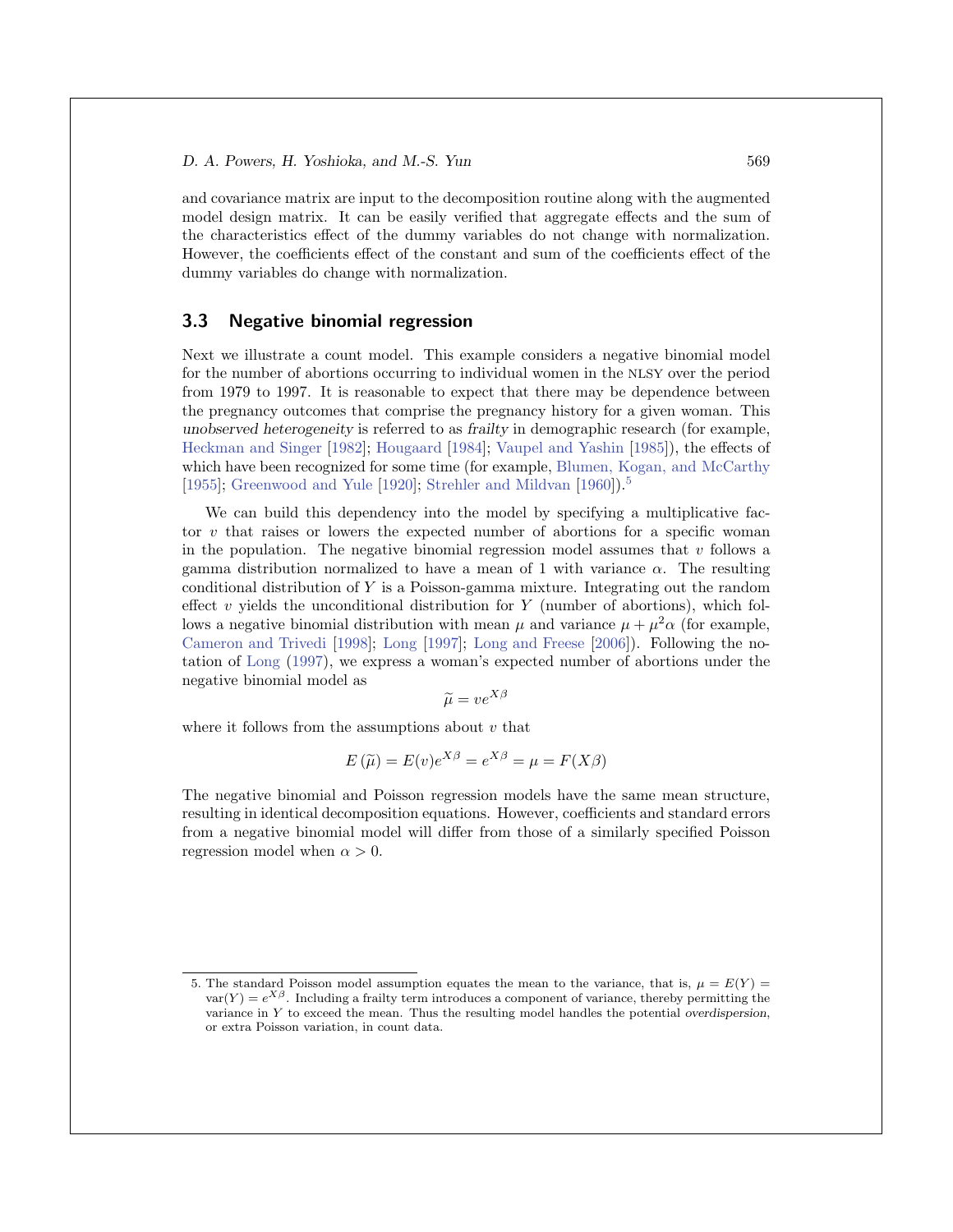and covariance matrix are input to the decomposition routine along with the augmented model design matrix. It can be easily verified that aggregate effects and the sum of the characteristics effect of the dummy variables do not change with normalization. However, the coefficients effect of the constant and sum of the coefficients effect of the dummy variables do change with normalization.

### 3.3 Negative binomial regression

Next we illustrate a count model. This example considers a negative binomial model for the number of abortions occurring to individual women in the NLSY over the period from 1979 to 1997. It is reasonable to expect that there may be dependence between the pregnancy outcomes that comprise the pregnancy history for a given woman. This *unobserved heterogeneity* is referred to as *frailty* in demographic research (for example, Heckman and Singer [1982]; Hougaard [1984]; Vaupel and Yashin [1985]), the effects of which have been recognized for some time (for example, Blumen, Kogan, and McCarthy [1955]; Greenwood and Yule [1920]; Strehler and Mildvan [1960]).[5]

We can build this dependency into the model by specifying a multiplicative factor $v$ that raises or lowers the expected number of abortions for a specific woman in the population. The negative binomial regression model assumes that $v$ follows a gamma distribution normalized to have a mean of 1 with variance $\alpha$. The resulting conditional distribution of $Y$ is a Poisson-gamma mixture. Integrating out the random effect $v$ yields the unconditional distribution for $Y$ (number of abortions), which follows a negative binomial distribution with mean $\mu$ and variance $\mu + \mu^2\alpha$ (for example, Cameron and Trivedi [1998]; Long [1997]; Long and Freese [2006]). Following the notation of Long (1997), we express a woman's expected number of abortions under the negative binomial model as

$$\widetilde{\mu} = ve^{X\beta}$$

where it follows from the assumptions about $v$ that

$$E\left(\widetilde{\mu}\right) = E(v)e^{X\beta} = e^{X\beta} = \mu = F(X\beta)$$

The negative binomial and Poisson regression models have the same mean structure, resulting in identical decomposition equations. However, coefficients and standard errors from a negative binomial model will differ from those of a similarly specified Poisson regression model when $\alpha > 0$.

5. The standard Poisson model assumption equates the mean to the variance, that is, $\mu = E(Y) = \text{var}(Y) = e^{X\beta}$. Including a frailty term introduces a component of variance, thereby permitting the variance in $Y$ to exceed the mean. Thus the resulting model handles the potential *overdispersion*, or extra Poisson variation, in count data.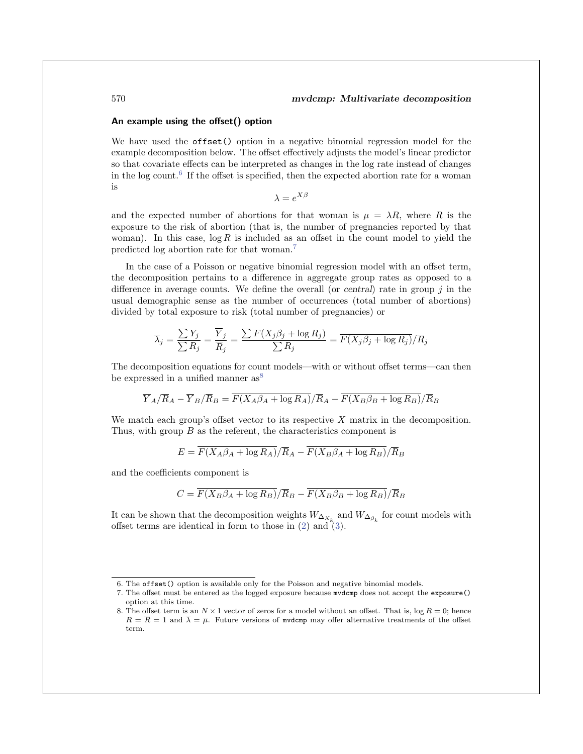### An example using the offset() option

We have used the `offset()` option in a negative binomial regression model for the example decomposition below. The offset effectively adjusts the model's linear predictor so that covariate effects can be interpreted as changes in the log rate instead of changes in the log count.[6] If the offset is specified, then the expected abortion rate for a woman is

$$\lambda = e^{X\beta}$$

and the expected number of abortions for that woman is $\mu = \lambda R$, where $R$ is the exposure to the risk of abortion (that is, the number of pregnancies reported by that woman). In this case, $\log R$ is included as an offset in the count model to yield the predicted log abortion rate for that woman.[7]

In the case of a Poisson or negative binomial regression model with an offset term, the decomposition pertains to a difference in aggregate group rates as opposed to a difference in average counts. We define the overall (or *central*) rate in group $j$ in the usual demographic sense as the number of occurrences (total number of abortions) divided by total exposure to risk (total number of pregnancies) or

$$\overline{\lambda}_j = \frac{\sum Y_j}{\sum R_j} = \frac{\overline{Y}_j}{\overline{R}_j} = \frac{\sum F(X_j\beta_j + \log R_j)}{\sum R_j} = \overline{F(X_j\beta_j + \log R_j)}/\overline{R}_j$$

The decomposition equations for count models—with or without offset terms—can then be expressed in a unified manner as[8]

$$\overline{Y}_A/\overline{R}_A - \overline{Y}_B/\overline{R}_B = \overline{F(X_A\beta_A + \log R_A)}/\overline{R}_A - \overline{F(X_B\beta_B + \log R_B)}/\overline{R}_B$$

We match each group's offset vector to its respective $X$ matrix in the decomposition. Thus, with group $B$ as the referent, the characteristics component is

$$E = \overline{F(X_A\beta_A + \log R_A)}/\overline{R}_A - \overline{F(X_B\beta_A + \log R_B)}/\overline{R}_B$$

and the coefficients component is

$$C = \overline{F(X_B\beta_A + \log R_B)}/\overline{R}_B - \overline{F(X_B\beta_B + \log R_B)}/\overline{R}_B$$

It can be shown that the decomposition weights $W_{\Delta_{X_k}}$ and $W_{\Delta_{\beta_k}}$ for count models with offset terms are identical in form to those in (2) and (3).

---

6. The `offset()` option is available only for the Poisson and negative binomial models.
7. The offset must be entered as the logged exposure because `mvdcmp` does not accept the `exposure()` option at this time.
8. The offset term is an $N \times 1$ vector of zeros for a model without an offset. That is, $\log R = 0$; hence $R = \overline{R} = 1$ and $\overline{\lambda} = \overline{\mu}$. Future versions of `mvdcmp` may offer alternative treatments of the offset term.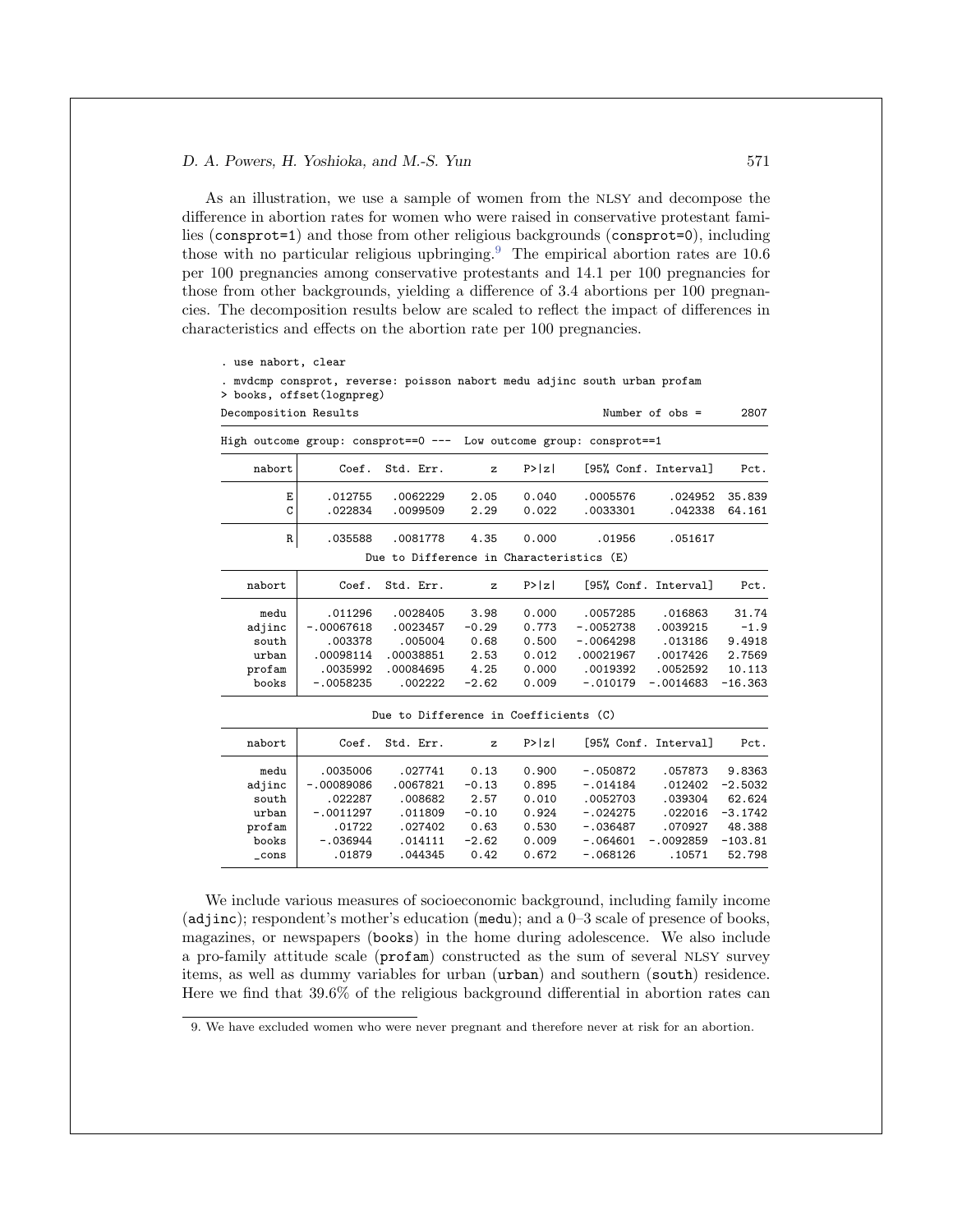As an illustration, we use a sample of women from the NLSY and decompose the difference in abortion rates for women who were raised in conservative protestant families (consprot=1) and those from other religious backgrounds (consprot=0), including those with no particular religious upbringing.[9] The empirical abortion rates are 10.6 per 100 pregnancies among conservative protestants and 14.1 per 100 pregnancies for those from other backgrounds, yielding a difference of 3.4 abortions per 100 pregnancies. The decomposition results below are scaled to reflect the impact of differences in characteristics and effects on the abortion rate per 100 pregnancies.

```
. use nabort, clear
. mvdcmp consprot, reverse: poisson nabort medu adjinc south urban profam
> books, offset(lognpreg)
Decomposition Results                                 Number of obs =      2807

High outcome group: consprot==0 ---  Low outcome group: consprot==1

      nabort       Coef.   Std. Err.      z    P>|z|     [95% Conf. Interval]      Pct.

           E     .012755    .0062229    2.05   0.040     .0005576     .024952    35.839
           C     .022834    .0099509    2.29   0.022     .0033301     .042338    64.161

           R     .035588    .0081778    4.35   0.000       .01956     .051617
                         Due to Difference in Characteristics (E)

      nabort       Coef.   Std. Err.      z    P>|z|     [95% Conf. Interval]      Pct.

        medu     .011296    .0028405    3.98   0.000     .0057285     .016863     31.74
      adjinc   -.00067618   .0023457   -0.29   0.773    -.0052738    .0039215      -1.9
       south     .003378     .005004    0.68   0.500    -.0064298     .013186    9.4918
       urban   .00098114   .00038851    2.53   0.012    .00021967    .0017426    2.7569
      profam    .0035992   .00084695    4.25   0.000     .0019392    .0052592    10.113
       books   -.0058235     .002222   -2.62   0.009     -.010179   -.0014683   -16.363

                         Due to Difference in Coefficients (C)

      nabort       Coef.   Std. Err.      z    P>|z|     [95% Conf. Interval]      Pct.

        medu    .0035006     .027741    0.13   0.900     -.050872     .057873    9.8363
      adjinc   -.00089086   .0067821   -0.13   0.895     -.014184     .012402   -2.5032
       south     .022287     .008682    2.57   0.010     .0052703     .039304    62.624
       urban   -.0011297     .011809   -0.10   0.924     -.024275     .022016   -3.1742
      profam      .01722     .027402    0.63   0.530     -.036487     .070927    48.388
       books    -.036944     .014111   -2.62   0.009     -.064601   -.0092859   -103.81
       _cons      .01879     .044345    0.42   0.672     -.068126      .10571    52.798
```

We include various measures of socioeconomic background, including family income (adjinc); respondent's mother's education (medu); and a 0–3 scale of presence of books, magazines, or newspapers (books) in the home during adolescence. We also include a pro-family attitude scale (profam) constructed as the sum of several NLSY survey items, as well as dummy variables for urban (urban) and southern (south) residence. Here we find that 39.6% of the religious background differential in abortion rates can

9. We have excluded women who were never pregnant and therefore never at risk for an abortion.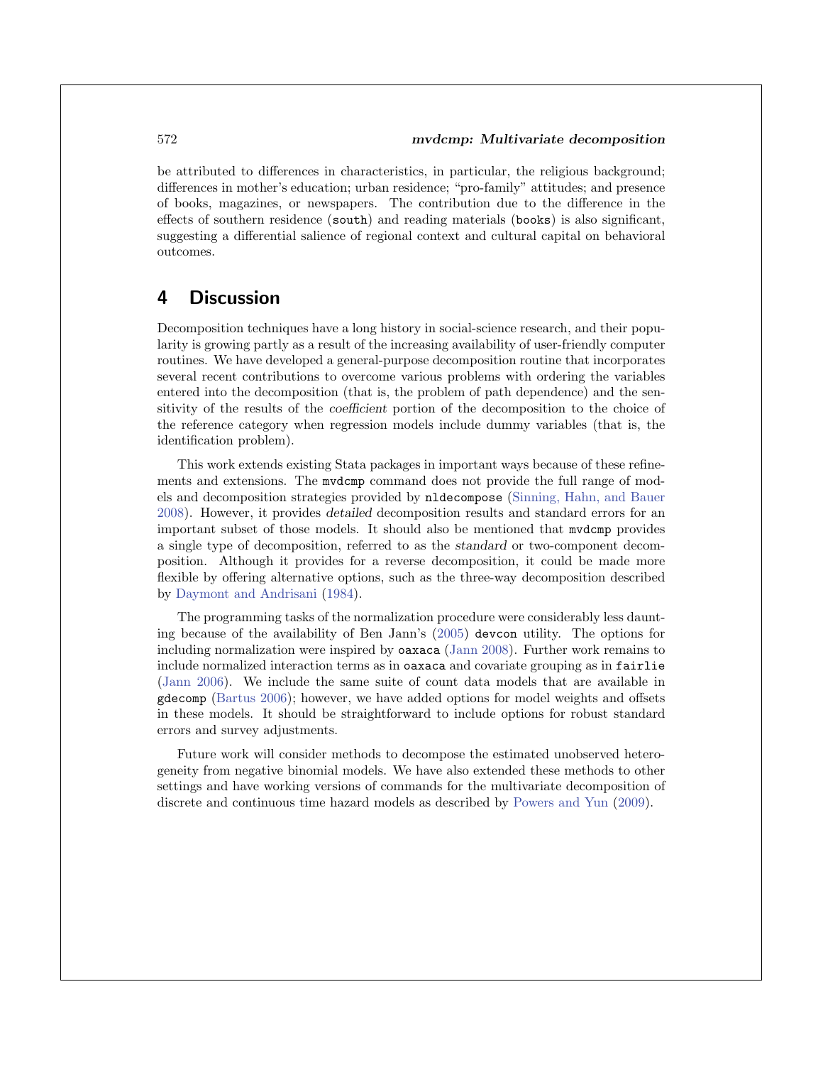be attributed to differences in characteristics, in particular, the religious background; differences in mother's education; urban residence; "pro-family" attitudes; and presence of books, magazines, or newspapers. The contribution due to the difference in the effects of southern residence (`south`) and reading materials (`books`) is also significant, suggesting a differential salience of regional context and cultural capital on behavioral outcomes.

## 4 Discussion

Decomposition techniques have a long history in social-science research, and their popularity is growing partly as a result of the increasing availability of user-friendly computer routines. We have developed a general-purpose decomposition routine that incorporates several recent contributions to overcome various problems with ordering the variables entered into the decomposition (that is, the problem of path dependence) and the sensitivity of the results of the *coefficient* portion of the decomposition to the choice of the reference category when regression models include dummy variables (that is, the identification problem).

This work extends existing Stata packages in important ways because of these refinements and extensions. The `mvdcmp` command does not provide the full range of models and decomposition strategies provided by `nldecompose` (Sinning, Hahn, and Bauer 2008). However, it provides *detailed* decomposition results and standard errors for an important subset of those models. It should also be mentioned that `mvdcmp` provides a single type of decomposition, referred to as the *standard* or two-component decomposition. Although it provides for a reverse decomposition, it could be made more flexible by offering alternative options, such as the three-way decomposition described by Daymont and Andrisani (1984).

The programming tasks of the normalization procedure were considerably less daunting because of the availability of Ben Jann's (2005) `devcon` utility. The options for including normalization were inspired by `oaxaca` (Jann 2008). Further work remains to include normalized interaction terms as in `oaxaca` and covariate grouping as in `fairlie` (Jann 2006). We include the same suite of count data models that are available in `gdecomp` (Bartus 2006); however, we have added options for model weights and offsets in these models. It should be straightforward to include options for robust standard errors and survey adjustments.

Future work will consider methods to decompose the estimated unobserved heterogeneity from negative binomial models. We have also extended these methods to other settings and have working versions of commands for the multivariate decomposition of discrete and continuous time hazard models as described by Powers and Yun (2009).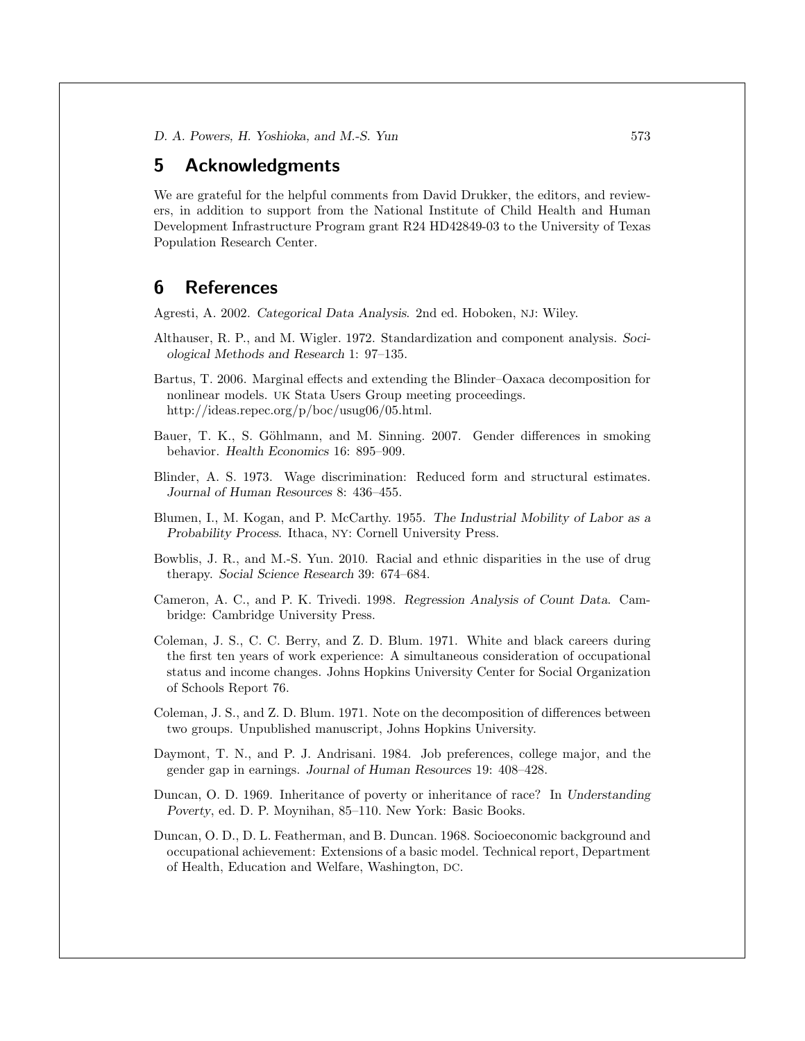## 5 Acknowledgments

We are grateful for the helpful comments from David Drukker, the editors, and reviewers, in addition to support from the National Institute of Child Health and Human Development Infrastructure Program grant R24 HD42849-03 to the University of Texas Population Research Center.

## 6 References

Agresti, A. 2002. *Categorical Data Analysis*. 2nd ed. Hoboken, NJ: Wiley.

Althauser, R. P., and M. Wigler. 1972. Standardization and component analysis. *Sociological Methods and Research* 1: 97–135.

Bartus, T. 2006. Marginal effects and extending the Blinder–Oaxaca decomposition for nonlinear models. UK Stata Users Group meeting proceedings. http://ideas.repec.org/p/boc/usug06/05.html.

Bauer, T. K., S. Göhlmann, and M. Sinning. 2007. Gender differences in smoking behavior. *Health Economics* 16: 895–909.

Blinder, A. S. 1973. Wage discrimination: Reduced form and structural estimates. *Journal of Human Resources* 8: 436–455.

Blumen, I., M. Kogan, and P. McCarthy. 1955. *The Industrial Mobility of Labor as a Probability Process*. Ithaca, NY: Cornell University Press.

Bowblis, J. R., and M.-S. Yun. 2010. Racial and ethnic disparities in the use of drug therapy. *Social Science Research* 39: 674–684.

Cameron, A. C., and P. K. Trivedi. 1998. *Regression Analysis of Count Data*. Cambridge: Cambridge University Press.

Coleman, J. S., C. C. Berry, and Z. D. Blum. 1971. White and black careers during the first ten years of work experience: A simultaneous consideration of occupational status and income changes. Johns Hopkins University Center for Social Organization of Schools Report 76.

Coleman, J. S., and Z. D. Blum. 1971. Note on the decomposition of differences between two groups. Unpublished manuscript, Johns Hopkins University.

Daymont, T. N., and P. J. Andrisani. 1984. Job preferences, college major, and the gender gap in earnings. *Journal of Human Resources* 19: 408–428.

Duncan, O. D. 1969. Inheritance of poverty or inheritance of race? In *Understanding Poverty*, ed. D. P. Moynihan, 85–110. New York: Basic Books.

Duncan, O. D., D. L. Featherman, and B. Duncan. 1968. Socioeconomic background and occupational achievement: Extensions of a basic model. Technical report, Department of Health, Education and Welfare, Washington, DC.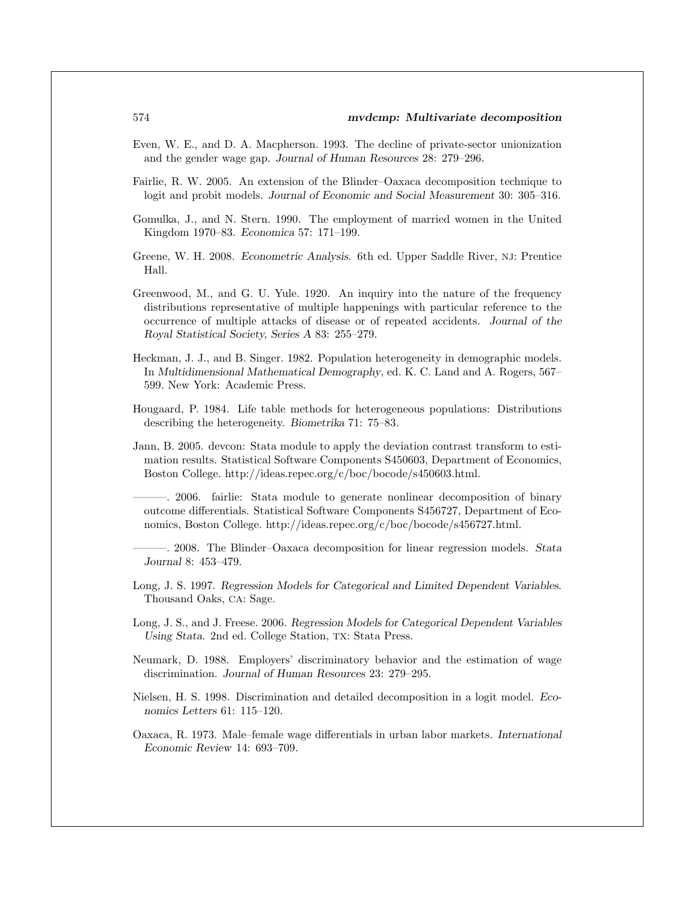Even, W. E., and D. A. Macpherson. 1993. The decline of private-sector unionization and the gender wage gap. *Journal of Human Resources* 28: 279–296.

Fairlie, R. W. 2005. An extension of the Blinder–Oaxaca decomposition technique to logit and probit models. *Journal of Economic and Social Measurement* 30: 305–316.

Gomulka, J., and N. Stern. 1990. The employment of married women in the United Kingdom 1970–83. *Economica* 57: 171–199.

Greene, W. H. 2008. *Econometric Analysis*. 6th ed. Upper Saddle River, NJ: Prentice Hall.

Greenwood, M., and G. U. Yule. 1920. An inquiry into the nature of the frequency distributions representative of multiple happenings with particular reference to the occurrence of multiple attacks of disease or of repeated accidents. *Journal of the Royal Statistical Society, Series A* 83: 255–279.

Heckman, J. J., and B. Singer. 1982. Population heterogeneity in demographic models. In *Multidimensional Mathematical Demography*, ed. K. C. Land and A. Rogers, 567–599. New York: Academic Press.

Hougaard, P. 1984. Life table methods for heterogeneous populations: Distributions describing the heterogeneity. *Biometrika* 71: 75–83.

Jann, B. 2005. devcon: Stata module to apply the deviation contrast transform to estimation results. Statistical Software Components S450603, Department of Economics, Boston College. http://ideas.repec.org/c/boc/bocode/s450603.html.

———. 2006. fairlie: Stata module to generate nonlinear decomposition of binary outcome differentials. Statistical Software Components S456727, Department of Economics, Boston College. http://ideas.repec.org/c/boc/bocode/s456727.html.

———. 2008. The Blinder–Oaxaca decomposition for linear regression models. *Stata Journal* 8: 453–479.

Long, J. S. 1997. *Regression Models for Categorical and Limited Dependent Variables*. Thousand Oaks, CA: Sage.

Long, J. S., and J. Freese. 2006. *Regression Models for Categorical Dependent Variables Using Stata*. 2nd ed. College Station, TX: Stata Press.

Neumark, D. 1988. Employers' discriminatory behavior and the estimation of wage discrimination. *Journal of Human Resources* 23: 279–295.

Nielsen, H. S. 1998. Discrimination and detailed decomposition in a logit model. *Economics Letters* 61: 115–120.

Oaxaca, R. 1973. Male–female wage differentials in urban labor markets. *International Economic Review* 14: 693–709.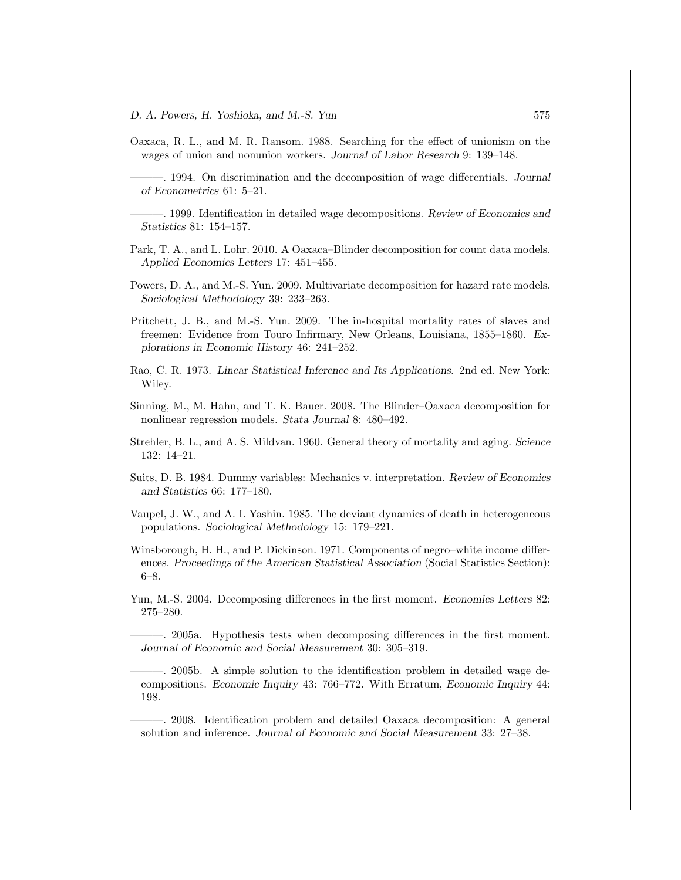Oaxaca, R. L., and M. R. Ransom. 1988. Searching for the effect of unionism on the wages of union and nonunion workers. *Journal of Labor Research* 9: 139–148.

———. 1994. On discrimination and the decomposition of wage differentials. *Journal of Econometrics* 61: 5–21.

———. 1999. Identification in detailed wage decompositions. *Review of Economics and Statistics* 81: 154–157.

Park, T. A., and L. Lohr. 2010. A Oaxaca–Blinder decomposition for count data models. *Applied Economics Letters* 17: 451–455.

Powers, D. A., and M.-S. Yun. 2009. Multivariate decomposition for hazard rate models. *Sociological Methodology* 39: 233–263.

Pritchett, J. B., and M.-S. Yun. 2009. The in-hospital mortality rates of slaves and freemen: Evidence from Touro Infirmary, New Orleans, Louisiana, 1855–1860. *Explorations in Economic History* 46: 241–252.

Rao, C. R. 1973. *Linear Statistical Inference and Its Applications*. 2nd ed. New York: Wiley.

Sinning, M., M. Hahn, and T. K. Bauer. 2008. The Blinder–Oaxaca decomposition for nonlinear regression models. *Stata Journal* 8: 480–492.

Strehler, B. L., and A. S. Mildvan. 1960. General theory of mortality and aging. *Science* 132: 14–21.

Suits, D. B. 1984. Dummy variables: Mechanics v. interpretation. *Review of Economics and Statistics* 66: 177–180.

Vaupel, J. W., and A. I. Yashin. 1985. The deviant dynamics of death in heterogeneous populations. *Sociological Methodology* 15: 179–221.

Winsborough, H. H., and P. Dickinson. 1971. Components of negro–white income differences. *Proceedings of the American Statistical Association* (Social Statistics Section): 6–8.

Yun, M.-S. 2004. Decomposing differences in the first moment. *Economics Letters* 82: 275–280.

———. 2005a. Hypothesis tests when decomposing differences in the first moment. *Journal of Economic and Social Measurement* 30: 305–319.

———. 2005b. A simple solution to the identification problem in detailed wage decompositions. *Economic Inquiry* 43: 766–772. With Erratum, *Economic Inquiry* 44: 198.

———. 2008. Identification problem and detailed Oaxaca decomposition: A general solution and inference. *Journal of Economic and Social Measurement* 33: 27–38.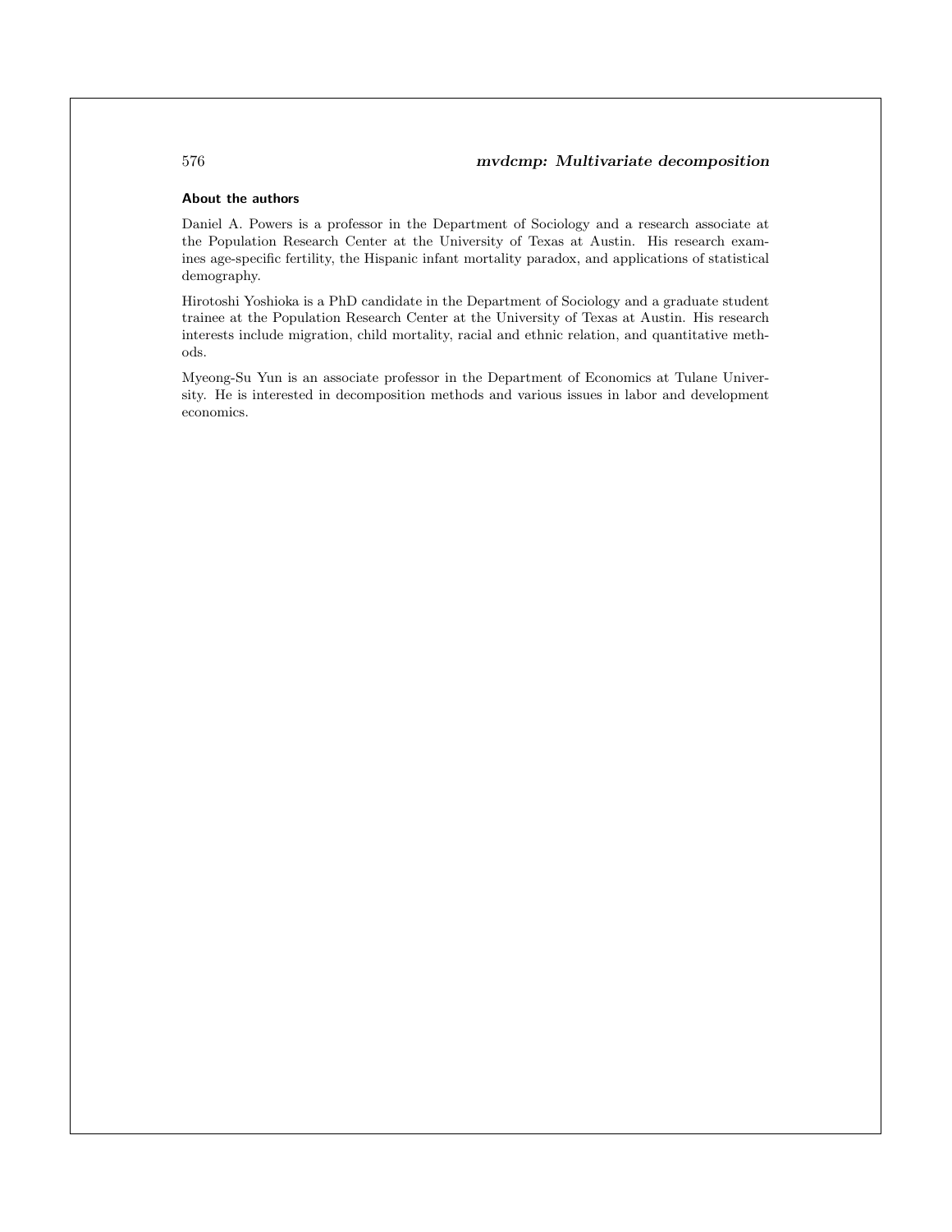### About the authors

Daniel A. Powers is a professor in the Department of Sociology and a research associate at the Population Research Center at the University of Texas at Austin. His research examines age-specific fertility, the Hispanic infant mortality paradox, and applications of statistical demography.

Hirotoshi Yoshioka is a PhD candidate in the Department of Sociology and a graduate student trainee at the Population Research Center at the University of Texas at Austin. His research interests include migration, child mortality, racial and ethnic relation, and quantitative methods.

Myeong-Su Yun is an associate professor in the Department of Economics at Tulane University. He is interested in decomposition methods and various issues in labor and development economics.